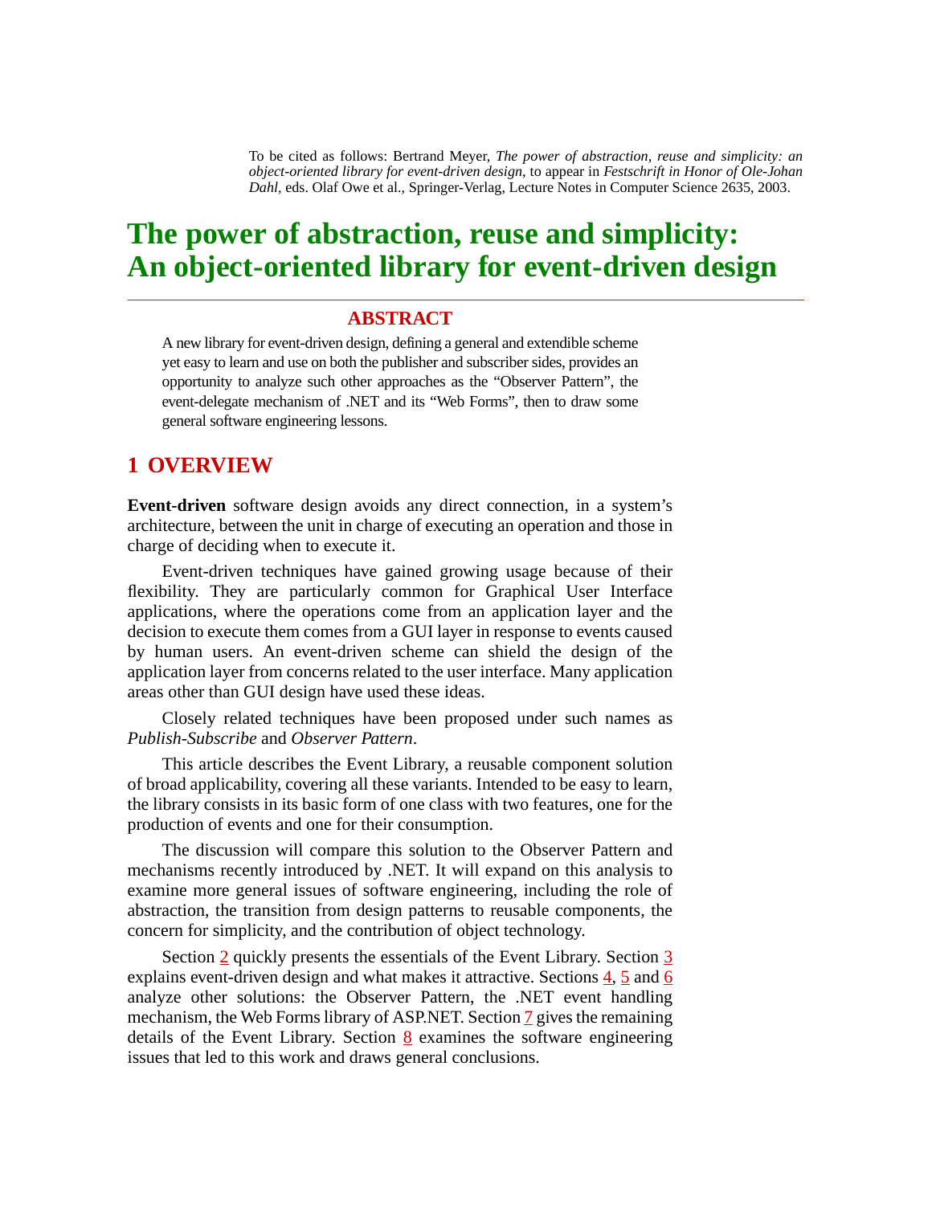To be cited as follows: Bertrand Meyer, *The power of abstraction, reuse and simplicity: an object-oriented library for event-driven design*, to appear in *Festschrift in Honor of Ole-Johan Dahl*, eds. Olaf Owe et al., Springer-Verlag, Lecture Notes in Computer Science 2635, 2003.

# The power of abstraction, reuse and simplicity: An object-oriented library for event-driven design

## ABSTRACT

A new library for event-driven design, defining a general and extendible scheme yet easy to learn and use on both the publisher and subscriber sides, provides an opportunity to analyze such other approaches as the "Observer Pattern", the event-delegate mechanism of .NET and its "Web Forms", then to draw some general software engineering lessons.

## 1 OVERVIEW

**Event-driven** software design avoids any direct connection, in a system's architecture, between the unit in charge of executing an operation and those in charge of deciding when to execute it.

Event-driven techniques have gained growing usage because of their flexibility. They are particularly common for Graphical User Interface applications, where the operations come from an application layer and the decision to execute them comes from a GUI layer in response to events caused by human users. An event-driven scheme can shield the design of the application layer from concerns related to the user interface. Many application areas other than GUI design have used these ideas.

Closely related techniques have been proposed under such names as *Publish-Subscribe* and *Observer Pattern*.

This article describes the Event Library, a reusable component solution of broad applicability, covering all these variants. Intended to be easy to learn, the library consists in its basic form of one class with two features, one for the production of events and one for their consumption.

The discussion will compare this solution to the Observer Pattern and mechanisms recently introduced by .NET. It will expand on this analysis to examine more general issues of software engineering, including the role of abstraction, the transition from design patterns to reusable components, the concern for simplicity, and the contribution of object technology.

Section 2 quickly presents the essentials of the Event Library. Section 3 explains event-driven design and what makes it attractive. Sections 4, 5 and 6 analyze other solutions: the Observer Pattern, the .NET event handling mechanism, the Web Forms library of ASP.NET. Section 7 gives the remaining details of the Event Library. Section 8 examines the software engineering issues that led to this work and draws general conclusions.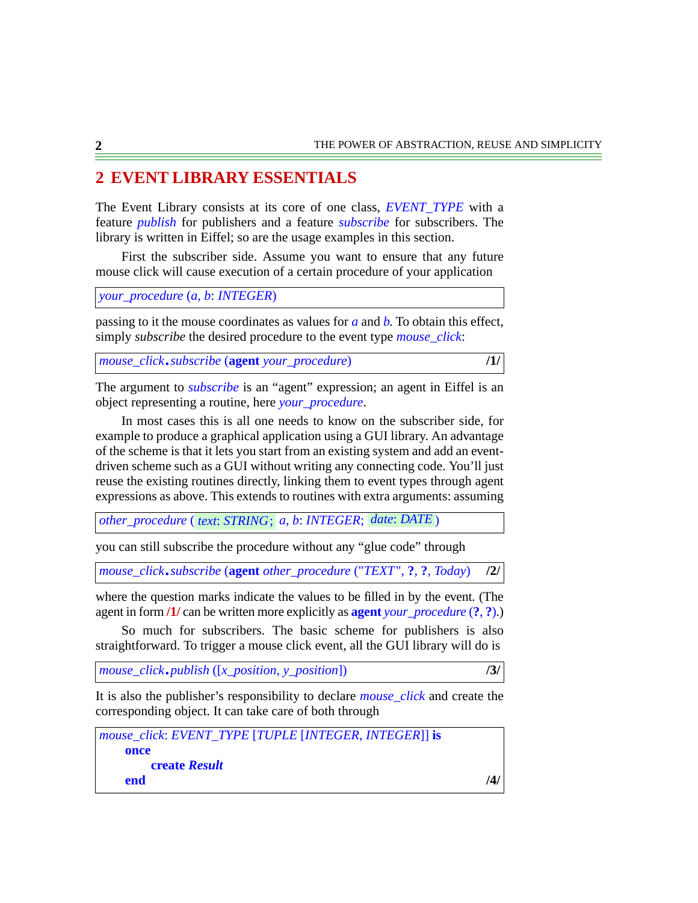## 2 EVENT LIBRARY ESSENTIALS

The Event Library consists at its core of one class, *EVENT_TYPE* with a feature *publish* for publishers and a feature *subscribe* for subscribers. The library is written in Eiffel; so are the usage examples in this section.

First the subscriber side. Assume you want to ensure that any future mouse click will cause execution of a certain procedure of your application

```
your_procedure (a, b: INTEGER)
```

passing to it the mouse coordinates as values for *a* and *b*. To obtain this effect, simply *subscribe* the desired procedure to the event type *mouse_click*:

```
mouse_click.subscribe (agent your_procedure)                          /1/
```

The argument to *subscribe* is an “agent” expression; an agent in Eiffel is an object representing a routine, here *your_procedure*.

In most cases this is all one needs to know on the subscriber side, for example to produce a graphical application using a GUI library. An advantage of the scheme is that it lets you start from an existing system and add an event-driven scheme such as a GUI without writing any connecting code. You’ll just reuse the existing routines directly, linking them to event types through agent expressions as above. This extends to routines with extra arguments: assuming

```
other_procedure (text: STRING; a, b: INTEGER; date: DATE)
```

you can still subscribe the procedure without any “glue code” through

```
mouse_click.subscribe (agent other_procedure ("TEXT", ?, ?, Today)    /2/
```

where the question marks indicate the values to be filled in by the event. (The agent in form **/1/** can be written more explicitly as **agent** *your_procedure* (**?**, **?**).)

So much for subscribers. The basic scheme for publishers is also straightforward. To trigger a mouse click event, all the GUI library will do is

```
mouse_click.publish ([x_position, y_position])                        /3/
```

It is also the publisher’s responsibility to declare *mouse_click* and create the corresponding object. It can take care of both through

```
mouse_click: EVENT_TYPE [TUPLE [INTEGER, INTEGER]] is
    once
        create Result
    end                                                               /4/
```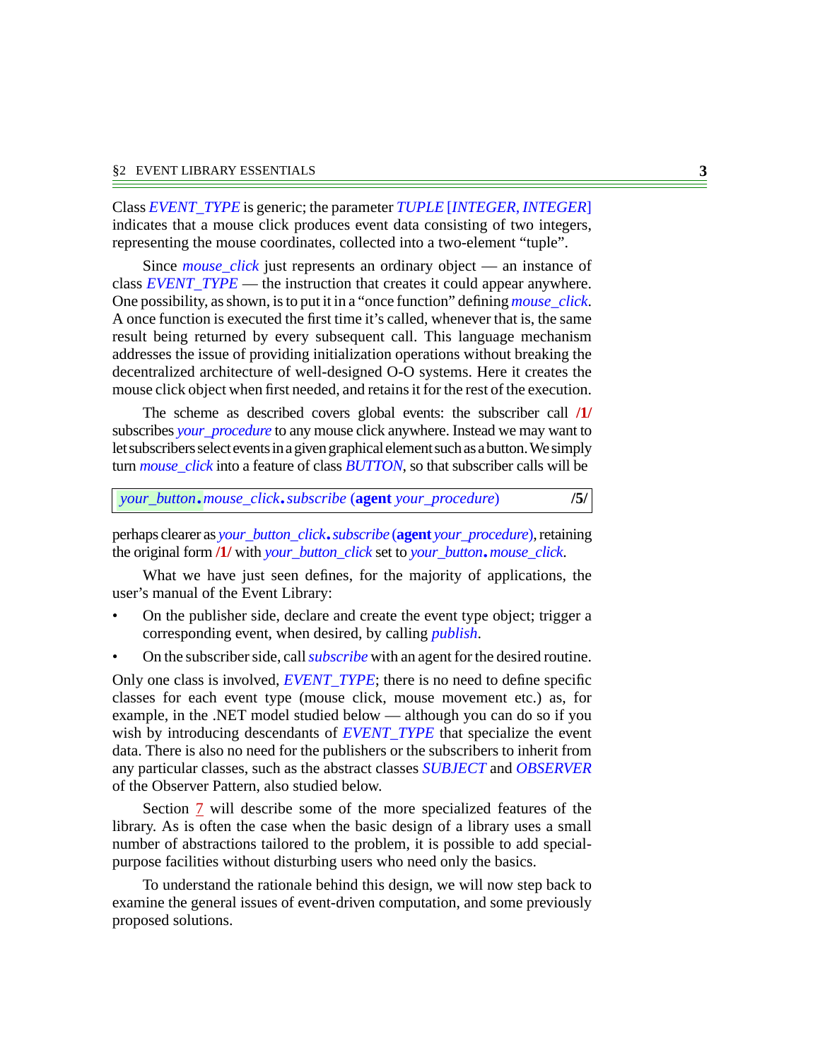Class *EVENT_TYPE* is generic; the parameter *TUPLE [INTEGER, INTEGER]* indicates that a mouse click produces event data consisting of two integers, representing the mouse coordinates, collected into a two-element "tuple".

Since *mouse_click* just represents an ordinary object — an instance of class *EVENT_TYPE* — the instruction that creates it could appear anywhere. One possibility, as shown, is to put it in a "once function" defining *mouse_click*. A once function is executed the first time it's called, whenever that is, the same result being returned by every subsequent call. This language mechanism addresses the issue of providing initialization operations without breaking the decentralized architecture of well-designed O-O systems. Here it creates the mouse click object when first needed, and retains it for the rest of the execution.

The scheme as described covers global events: the subscriber call **/1/** subscribes *your_procedure* to any mouse click anywhere. Instead we may want to let subscribers select events in a given graphical element such as a button. We simply turn *mouse_click* into a feature of class *BUTTON*, so that subscriber calls will be

```
your_button.mouse_click.subscribe (agent your_procedure)          /5/
```

perhaps clearer as *your_button_click.subscribe* (**agent** *your_procedure*), retaining the original form **/1/** with *your_button_click* set to *your_button.mouse_click*.

What we have just seen defines, for the majority of applications, the user's manual of the Event Library:

- On the publisher side, declare and create the event type object; trigger a corresponding event, when desired, by calling *publish*.
- On the subscriber side, call *subscribe* with an agent for the desired routine.

Only one class is involved, *EVENT_TYPE*; there is no need to define specific classes for each event type (mouse click, mouse movement etc.) as, for example, in the .NET model studied below — although you can do so if you wish by introducing descendants of *EVENT_TYPE* that specialize the event data. There is also no need for the publishers or the subscribers to inherit from any particular classes, such as the abstract classes *SUBJECT* and *OBSERVER* of the Observer Pattern, also studied below.

Section 7 will describe some of the more specialized features of the library. As is often the case when the basic design of a library uses a small number of abstractions tailored to the problem, it is possible to add special-purpose facilities without disturbing users who need only the basics.

To understand the rationale behind this design, we will now step back to examine the general issues of event-driven computation, and some previously proposed solutions.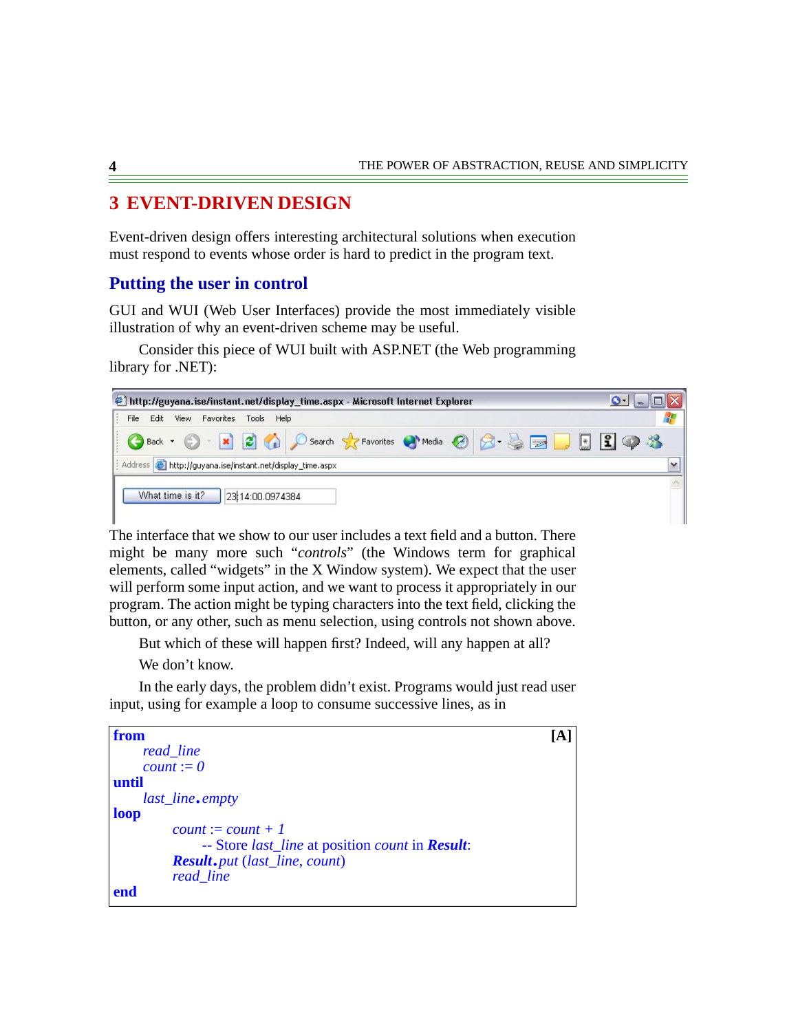# 3 EVENT-DRIVEN DESIGN

Event-driven design offers interesting architectural solutions when execution must respond to events whose order is hard to predict in the program text.

## Putting the user in control

GUI and WUI (Web User Interfaces) provide the most immediately visible illustration of why an event-driven scheme may be useful.

Consider this piece of WUI built with ASP.NET (the Web programming library for .NET):

The interface that we show to our user includes a text field and a button. There might be many more such "*controls*" (the Windows term for graphical elements, called "widgets" in the X Window system). We expect that the user will perform some input action, and we want to process it appropriately in our program. The action might be typing characters into the text field, clicking the button, or any other, such as menu selection, using controls not shown above.

But which of these will happen first? Indeed, will any happen at all?

We don't know.

In the early days, the problem didn't exist. Programs would just read user input, using for example a loop to consume successive lines, as in

```
from                                                        [A]
      read_line
      count := 0
until
      last_line.empty
loop
            count := count + 1
                  -- Store last_line at position count in Result:
            Result.put (last_line, count)
            read_line
end
```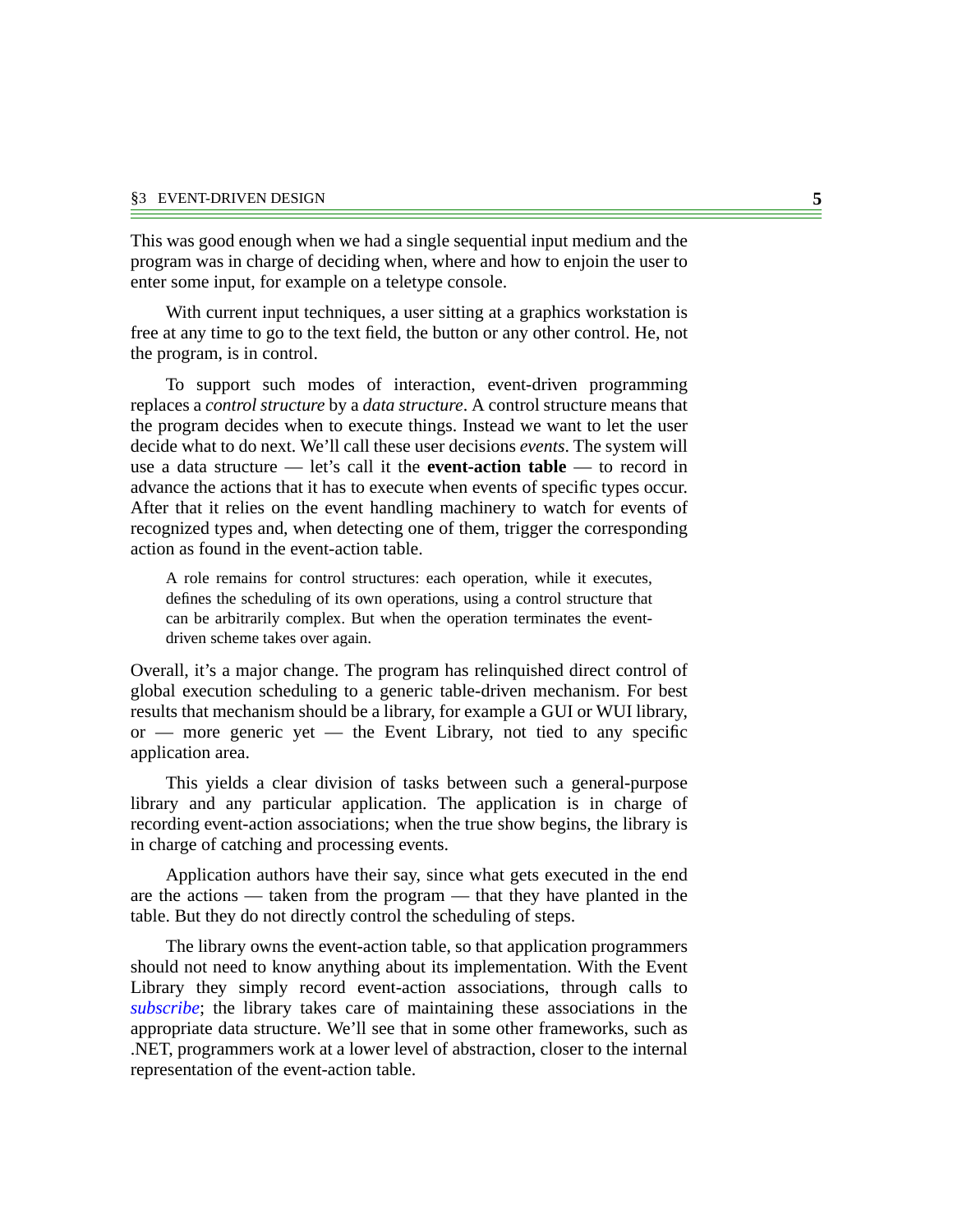This was good enough when we had a single sequential input medium and the program was in charge of deciding when, where and how to enjoin the user to enter some input, for example on a teletype console.

With current input techniques, a user sitting at a graphics workstation is free at any time to go to the text field, the button or any other control. He, not the program, is in control.

To support such modes of interaction, event-driven programming replaces a *control structure* by a *data structure*. A control structure means that the program decides when to execute things. Instead we want to let the user decide what to do next. We'll call these user decisions *events*. The system will use a data structure — let's call it the **event-action table** — to record in advance the actions that it has to execute when events of specific types occur. After that it relies on the event handling machinery to watch for events of recognized types and, when detecting one of them, trigger the corresponding action as found in the event-action table.

> A role remains for control structures: each operation, while it executes, defines the scheduling of its own operations, using a control structure that can be arbitrarily complex. But when the operation terminates the event-driven scheme takes over again.

Overall, it's a major change. The program has relinquished direct control of global execution scheduling to a generic table-driven mechanism. For best results that mechanism should be a library, for example a GUI or WUI library, or — more generic yet — the Event Library, not tied to any specific application area.

This yields a clear division of tasks between such a general-purpose library and any particular application. The application is in charge of recording event-action associations; when the true show begins, the library is in charge of catching and processing events.

Application authors have their say, since what gets executed in the end are the actions — taken from the program — that they have planted in the table. But they do not directly control the scheduling of steps.

The library owns the event-action table, so that application programmers should not need to know anything about its implementation. With the Event Library they simply record event-action associations, through calls to *subscribe*; the library takes care of maintaining these associations in the appropriate data structure. We'll see that in some other frameworks, such as .NET, programmers work at a lower level of abstraction, closer to the internal representation of the event-action table.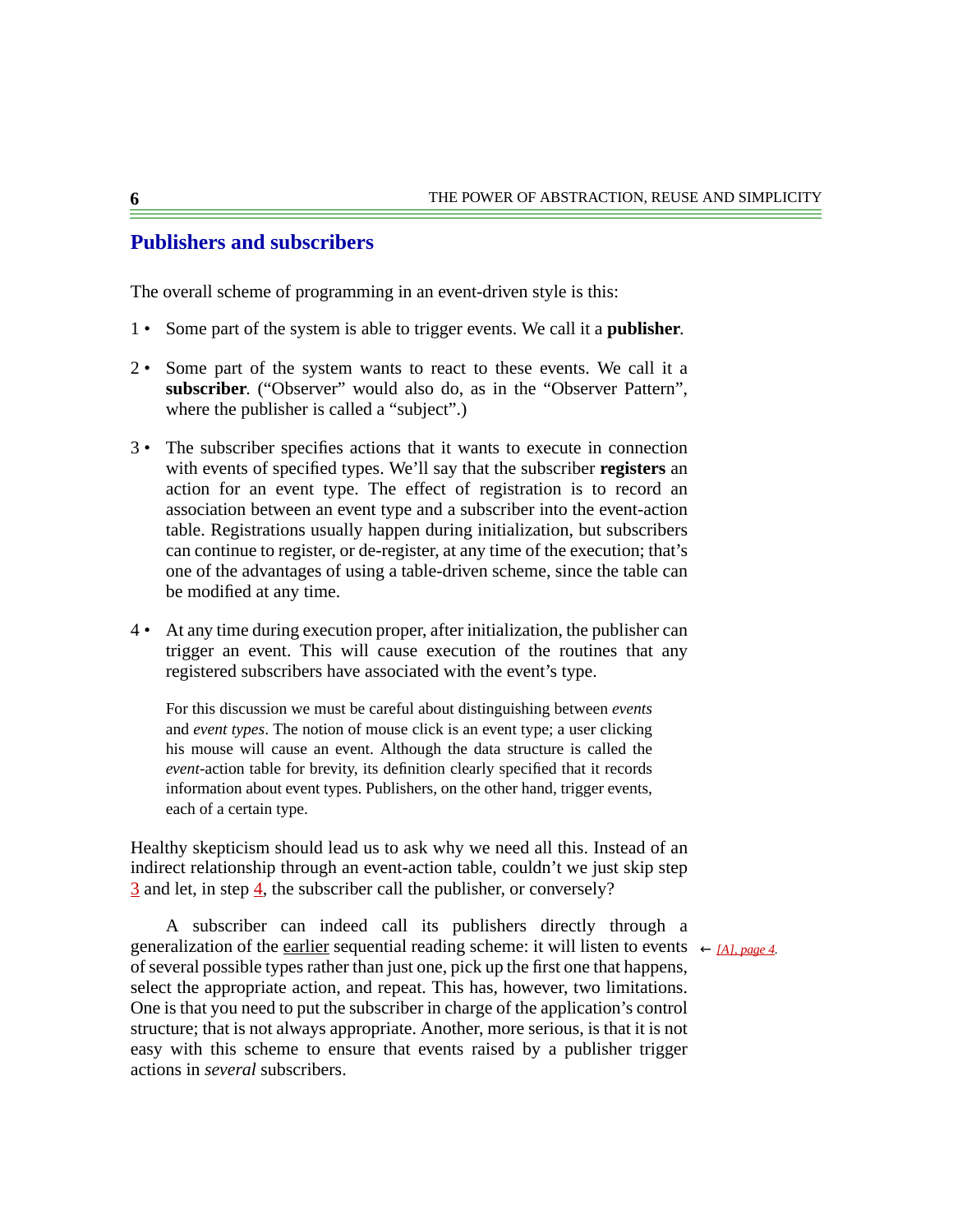## Publishers and subscribers

The overall scheme of programming in an event-driven style is this:

1 • Some part of the system is able to trigger events. We call it a **publisher**.

2 • Some part of the system wants to react to these events. We call it a **subscriber**. ("Observer" would also do, as in the "Observer Pattern", where the publisher is called a "subject".)

3 • The subscriber specifies actions that it wants to execute in connection with events of specified types. We'll say that the subscriber **registers** an action for an event type. The effect of registration is to record an association between an event type and a subscriber into the event-action table. Registrations usually happen during initialization, but subscribers can continue to register, or de-register, at any time of the execution; that's one of the advantages of using a table-driven scheme, since the table can be modified at any time.

4 • At any time during execution proper, after initialization, the publisher can trigger an event. This will cause execution of the routines that any registered subscribers have associated with the event's type.

For this discussion we must be careful about distinguishing between *events* and *event types*. The notion of mouse click is an event type; a user clicking his mouse will cause an event. Although the data structure is called the *event*-action table for brevity, its definition clearly specified that it records information about event types. Publishers, on the other hand, trigger events, each of a certain type.

Healthy skepticism should lead us to ask why we need all this. Instead of an indirect relationship through an event-action table, couldn't we just skip step 3 and let, in step 4, the subscriber call the publisher, or conversely?

A subscriber can indeed call its publishers directly through a generalization of the earlier sequential reading scheme: it will listen to events of several possible types rather than just one, pick up the first one that happens, select the appropriate action, and repeat. This has, however, two limitations. One is that you need to put the subscriber in charge of the application's control structure; that is not always appropriate. Another, more serious, is that it is not easy with this scheme to ensure that events raised by a publisher trigger actions in *several* subscribers.

← [A], page 4.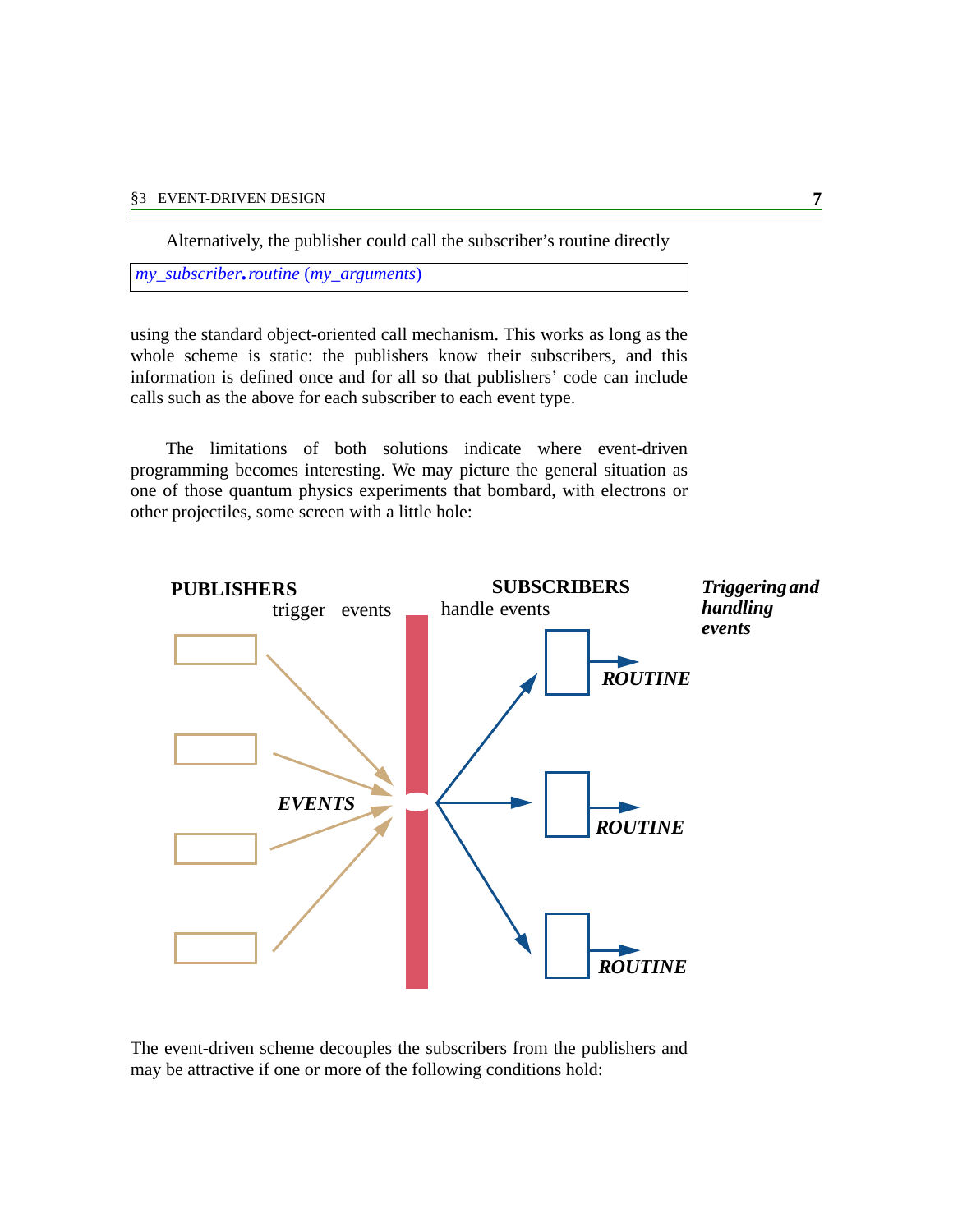Alternatively, the publisher could call the subscriber's routine directly

```
my_subscriber.routine (my_arguments)
```

using the standard object-oriented call mechanism. This works as long as the whole scheme is static: the publishers know their subscribers, and this information is defined once and for all so that publishers' code can include calls such as the above for each subscriber to each event type.

The limitations of both solutions indicate where event-driven programming becomes interesting. We may picture the general situation as one of those quantum physics experiments that bombard, with electrons or other projectiles, some screen with a little hole:

**PUBLISHERS** trigger events — **SUBSCRIBERS** handle events

*EVENTS* — *ROUTINE* — *ROUTINE* — *ROUTINE*

***Triggering and handling events***

The event-driven scheme decouples the subscribers from the publishers and may be attractive if one or more of the following conditions hold: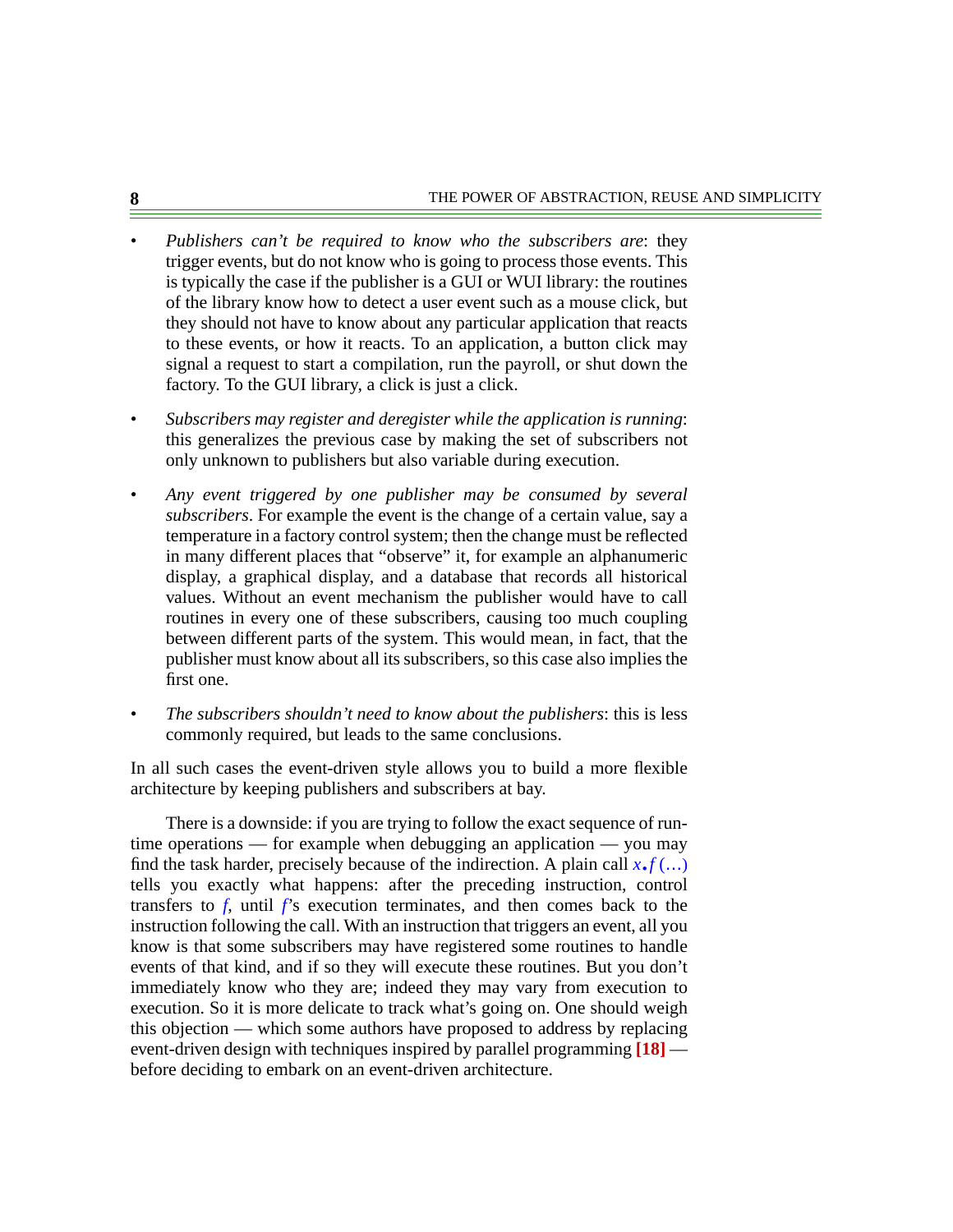- *Publishers can't be required to know who the subscribers are*: they trigger events, but do not know who is going to process those events. This is typically the case if the publisher is a GUI or WUI library: the routines of the library know how to detect a user event such as a mouse click, but they should not have to know about any particular application that reacts to these events, or how it reacts. To an application, a button click may signal a request to start a compilation, run the payroll, or shut down the factory. To the GUI library, a click is just a click.
- *Subscribers may register and deregister while the application is running*: this generalizes the previous case by making the set of subscribers not only unknown to publishers but also variable during execution.
- *Any event triggered by one publisher may be consumed by several subscribers*. For example the event is the change of a certain value, say a temperature in a factory control system; then the change must be reflected in many different places that "observe" it, for example an alphanumeric display, a graphical display, and a database that records all historical values. Without an event mechanism the publisher would have to call routines in every one of these subscribers, causing too much coupling between different parts of the system. This would mean, in fact, that the publisher must know about all its subscribers, so this case also implies the first one.
- *The subscribers shouldn't need to know about the publishers*: this is less commonly required, but leads to the same conclusions.

In all such cases the event-driven style allows you to build a more flexible architecture by keeping publishers and subscribers at bay.

There is a downside: if you are trying to follow the exact sequence of run-time operations — for example when debugging an application — you may find the task harder, precisely because of the indirection. A plain call *x*.*f* (…) tells you exactly what happens: after the preceding instruction, control transfers to *f*, until *f*'s execution terminates, and then comes back to the instruction following the call. With an instruction that triggers an event, all you know is that some subscribers may have registered some routines to handle events of that kind, and if so they will execute these routines. But you don't immediately know who they are; indeed they may vary from execution to execution. So it is more delicate to track what's going on. One should weigh this objection — which some authors have proposed to address by replacing event-driven design with techniques inspired by parallel programming **[18]** — before deciding to embark on an event-driven architecture.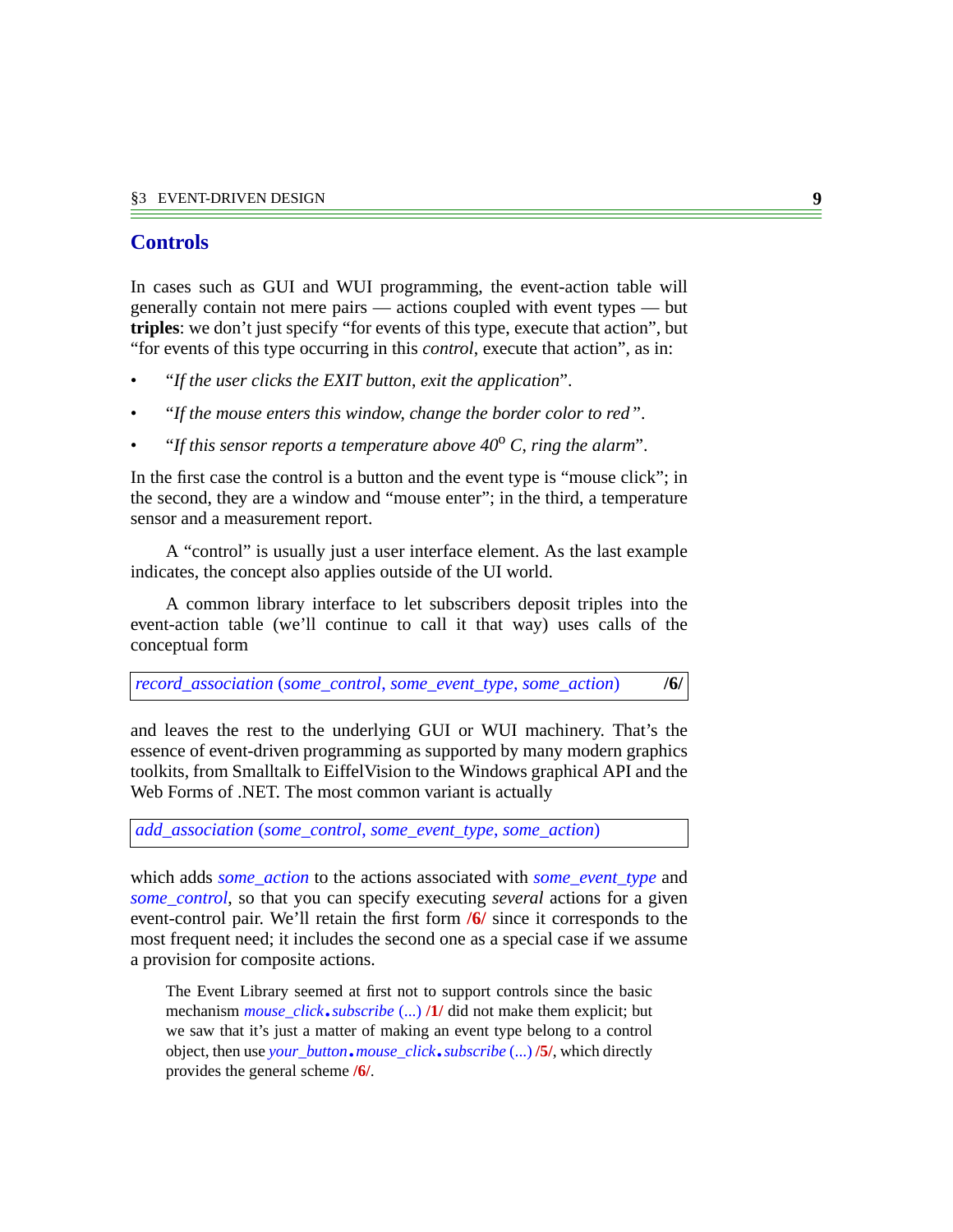## Controls

In cases such as GUI and WUI programming, the event-action table will generally contain not mere pairs — actions coupled with event types — but **triples**: we don't just specify "for events of this type, execute that action", but "for events of this type occurring in this *control*, execute that action", as in:

- "*If the user clicks the EXIT button, exit the application*".
- "*If the mouse enters this window, change the border color to red*".
- "*If this sensor reports a temperature above 40*$^{o}$ *C, ring the alarm*".

In the first case the control is a button and the event type is "mouse click"; in the second, they are a window and "mouse enter"; in the third, a temperature sensor and a measurement report.

A "control" is usually just a user interface element. As the last example indicates, the concept also applies outside of the UI world.

A common library interface to let subscribers deposit triples into the event-action table (we'll continue to call it that way) uses calls of the conceptual form

```
record_association (some_control, some_event_type, some_action)        /6/
```

and leaves the rest to the underlying GUI or WUI machinery. That's the essence of event-driven programming as supported by many modern graphics toolkits, from Smalltalk to EiffelVision to the Windows graphical API and the Web Forms of .NET. The most common variant is actually

```
add_association (some_control, some_event_type, some_action)
```

which adds *some_action* to the actions associated with *some_event_type* and *some_control*, so that you can specify executing *several* actions for a given event-control pair. We'll retain the first form **/6/** since it corresponds to the most frequent need; it includes the second one as a special case if we assume a provision for composite actions.

> The Event Library seemed at first not to support controls since the basic mechanism *mouse_click*.*subscribe* (...) **/1/** did not make them explicit; but we saw that it's just a matter of making an event type belong to a control object, then use *your_button*.*mouse_click*.*subscribe* (...) **/5/**, which directly provides the general scheme **/6/**.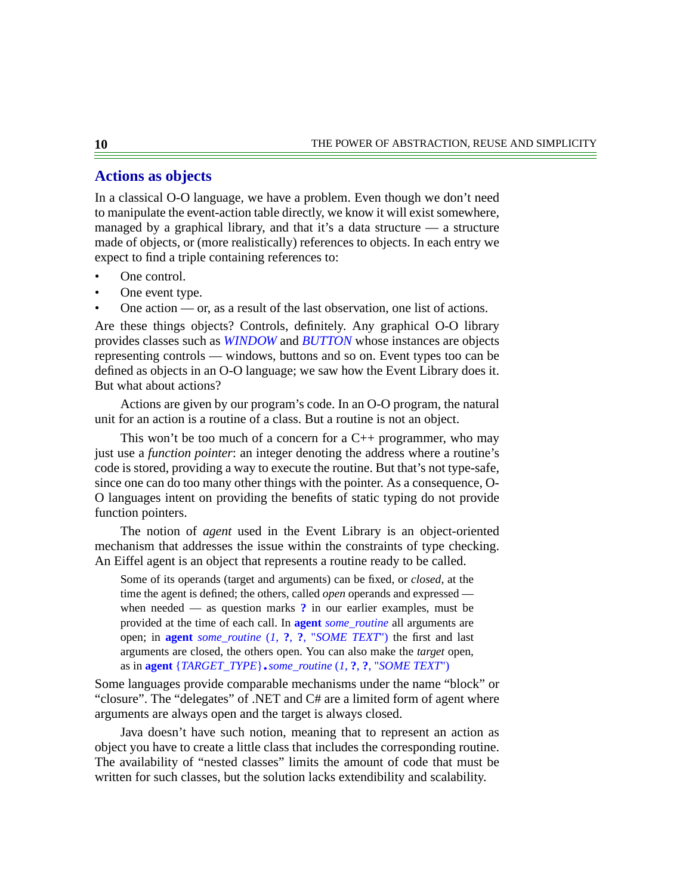## Actions as objects

In a classical O-O language, we have a problem. Even though we don't need to manipulate the event-action table directly, we know it will exist somewhere, managed by a graphical library, and that it's a data structure — a structure made of objects, or (more realistically) references to objects. In each entry we expect to find a triple containing references to:

- One control.
- One event type.
- One action — or, as a result of the last observation, one list of actions.

Are these things objects? Controls, definitely. Any graphical O-O library provides classes such as *WINDOW* and *BUTTON* whose instances are objects representing controls — windows, buttons and so on. Event types too can be defined as objects in an O-O language; we saw how the Event Library does it. But what about actions?

Actions are given by our program's code. In an O-O program, the natural unit for an action is a routine of a class. But a routine is not an object.

This won't be too much of a concern for a C++ programmer, who may just use a *function pointer*: an integer denoting the address where a routine's code is stored, providing a way to execute the routine. But that's not type-safe, since one can do too many other things with the pointer. As a consequence, O-O languages intent on providing the benefits of static typing do not provide function pointers.

The notion of *agent* used in the Event Library is an object-oriented mechanism that addresses the issue within the constraints of type checking. An Eiffel agent is an object that represents a routine ready to be called.

> Some of its operands (target and arguments) can be fixed, or *closed*, at the time the agent is defined; the others, called *open* operands and expressed — when needed — as question marks **?** in our earlier examples, must be provided at the time of each call. In **agent** *some_routine* all arguments are open; in **agent** *some_routine* (*1*, **?**, **?**, "*SOME TEXT*") the first and last arguments are closed, the others open. You can also make the *target* open, as in **agent** {*TARGET_TYPE*}.*some_routine* (*1*, **?**, **?**, "*SOME TEXT*")

Some languages provide comparable mechanisms under the name "block" or "closure". The "delegates" of .NET and C# are a limited form of agent where arguments are always open and the target is always closed.

Java doesn't have such notion, meaning that to represent an action as object you have to create a little class that includes the corresponding routine. The availability of "nested classes" limits the amount of code that must be written for such classes, but the solution lacks extendibility and scalability.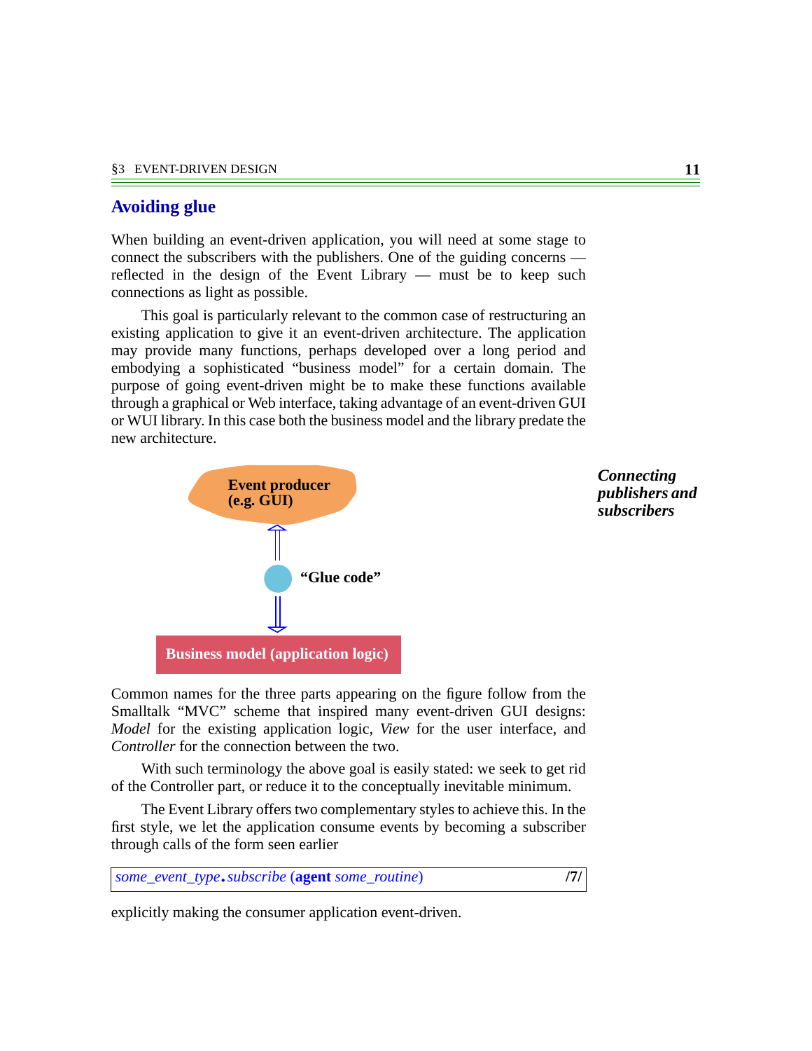## Avoiding glue

When building an event-driven application, you will need at some stage to connect the subscribers with the publishers. One of the guiding concerns — reflected in the design of the Event Library — must be to keep such connections as light as possible.

This goal is particularly relevant to the common case of restructuring an existing application to give it an event-driven architecture. The application may provide many functions, perhaps developed over a long period and embodying a sophisticated "business model" for a certain domain. The purpose of going event-driven might be to make these functions available through a graphical or Web interface, taking advantage of an event-driven GUI or WUI library. In this case both the business model and the library predate the new architecture.

Event producer (e.g. GUI)

"Glue code"

Business model (application logic)

***Connecting publishers and subscribers***

Common names for the three parts appearing on the figure follow from the Smalltalk "MVC" scheme that inspired many event-driven GUI designs: *Model* for the existing application logic, *View* for the user interface, and *Controller* for the connection between the two.

With such terminology the above goal is easily stated: we seek to get rid of the Controller part, or reduce it to the conceptually inevitable minimum.

The Event Library offers two complementary styles to achieve this. In the first style, we let the application consume events by becoming a subscriber through calls of the form seen earlier

```
some_event_type.subscribe (agent some_routine)          /7/
```

explicitly making the consumer application event-driven.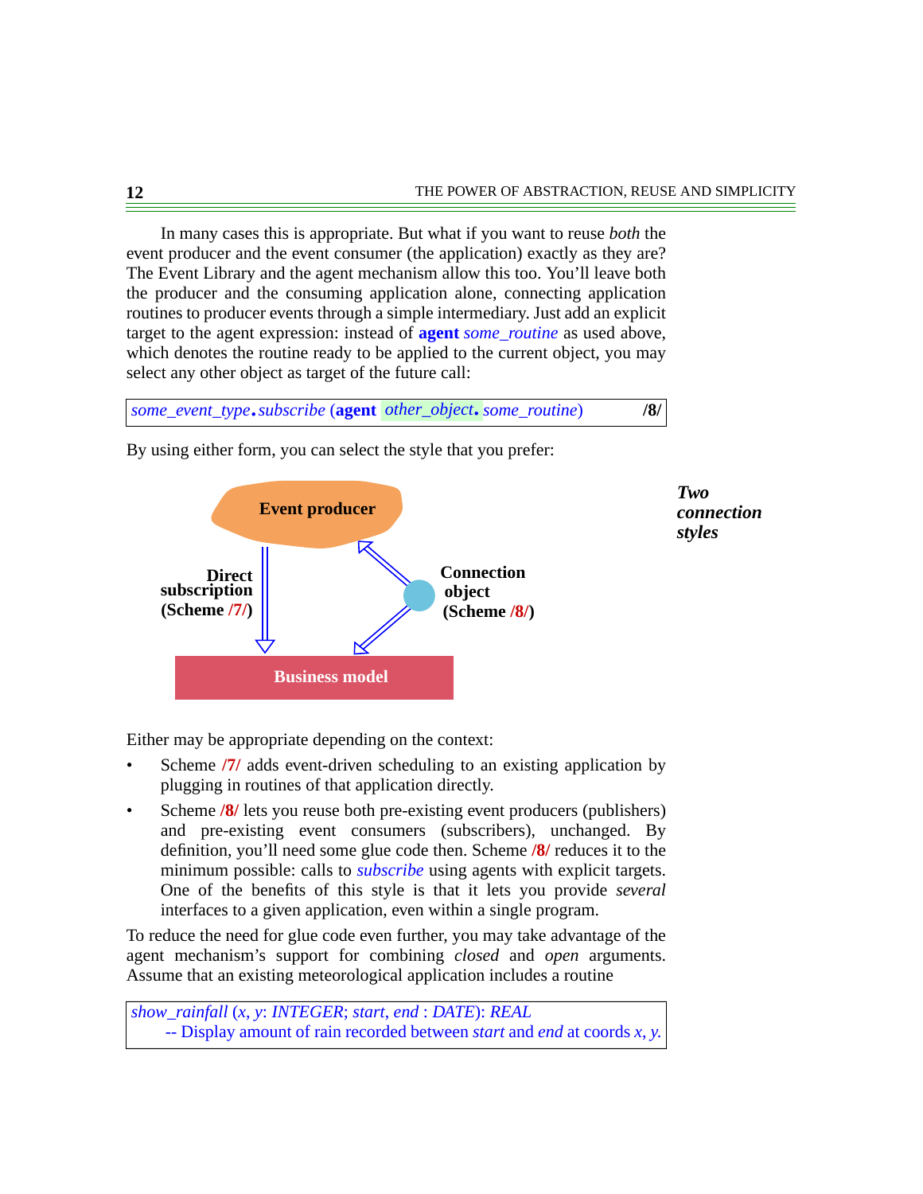In many cases this is appropriate. But what if you want to reuse *both* the event producer and the event consumer (the application) exactly as they are? The Event Library and the agent mechanism allow this too. You'll leave both the producer and the consuming application alone, connecting application routines to producer events through a simple intermediary. Just add an explicit target to the agent expression: instead of **agent** *some_routine* as used above, which denotes the routine ready to be applied to the current object, you may select any other object as target of the future call:

```
some_event_type.subscribe (agent other_object.some_routine)          /8/
```

By using either form, you can select the style that you prefer:

***Two connection styles***

Event producer

Direct subscription (Scheme /7/)

Connection object (Scheme /8/)

Business model

Either may be appropriate depending on the context:

- Scheme **/7/** adds event-driven scheduling to an existing application by plugging in routines of that application directly.
- Scheme **/8/** lets you reuse both pre-existing event producers (publishers) and pre-existing event consumers (subscribers), unchanged. By definition, you'll need some glue code then. Scheme **/8/** reduces it to the minimum possible: calls to *subscribe* using agents with explicit targets. One of the benefits of this style is that it lets you provide *several* interfaces to a given application, even within a single program.

To reduce the need for glue code even further, you may take advantage of the agent mechanism's support for combining *closed* and *open* arguments. Assume that an existing meteorological application includes a routine

```
show_rainfall (x, y: INTEGER; start, end : DATE): REAL
        -- Display amount of rain recorded between start and end at coords x, y.
```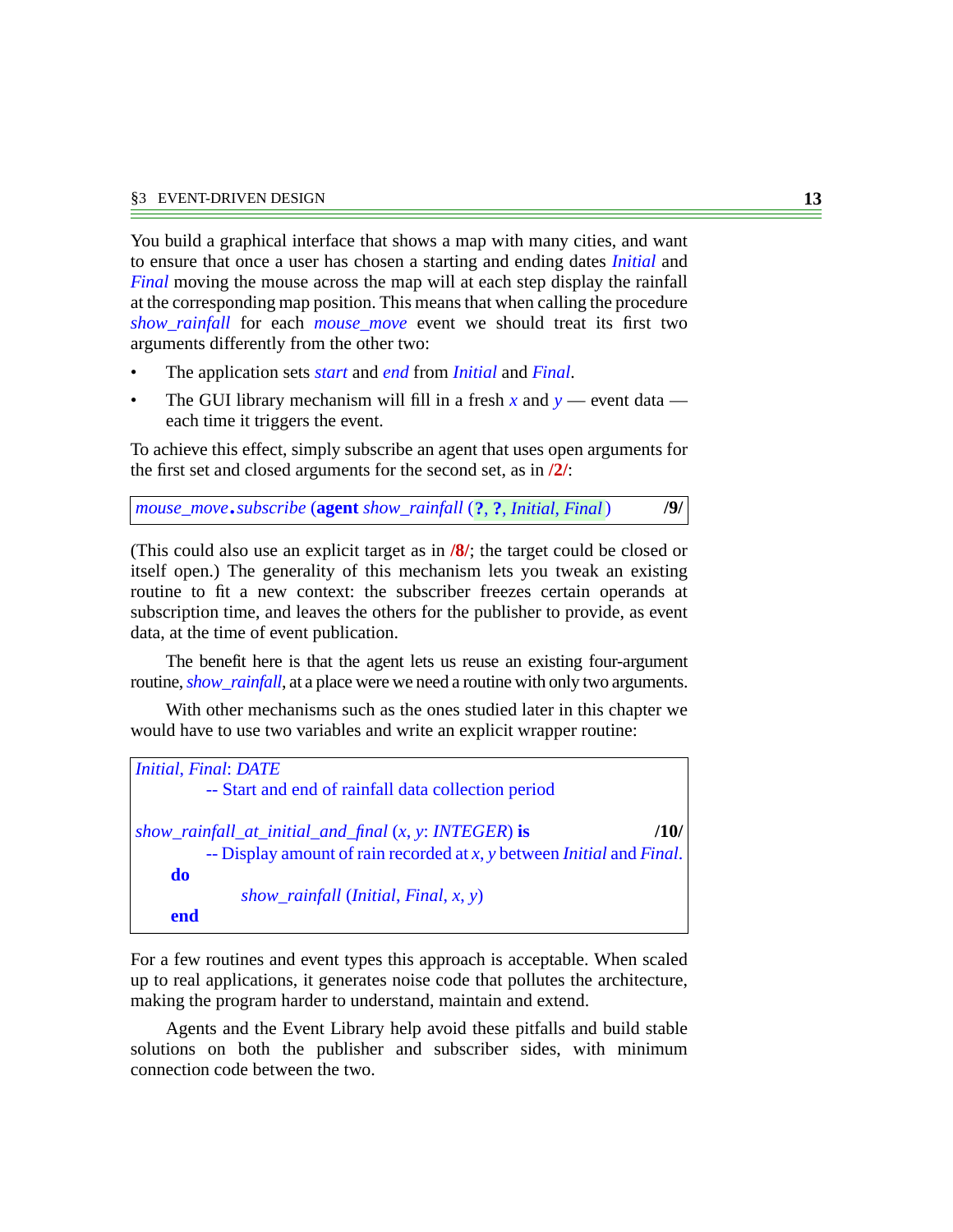You build a graphical interface that shows a map with many cities, and want to ensure that once a user has chosen a starting and ending dates *Initial* and *Final* moving the mouse across the map will at each step display the rainfall at the corresponding map position. This means that when calling the procedure *show_rainfall* for each *mouse_move* event we should treat its first two arguments differently from the other two:

- The application sets *start* and *end* from *Initial* and *Final*.
- The GUI library mechanism will fill in a fresh *x* and *y* — event data — each time it triggers the event.

To achieve this effect, simply subscribe an agent that uses open arguments for the first set and closed arguments for the second set, as in **/2/**:

```
mouse_move.subscribe (agent show_rainfall (?, ?, Initial, Final))          /9/
```

(This could also use an explicit target as in **/8/**; the target could be closed or itself open.) The generality of this mechanism lets you tweak an existing routine to fit a new context: the subscriber freezes certain operands at subscription time, and leaves the others for the publisher to provide, as event data, at the time of event publication.

The benefit here is that the agent lets us reuse an existing four-argument routine, *show_rainfall*, at a place were we need a routine with only two arguments.

With other mechanisms such as the ones studied later in this chapter we would have to use two variables and write an explicit wrapper routine:

```
Initial, Final: DATE
        -- Start and end of rainfall data collection period

show_rainfall_at_initial_and_final (x, y: INTEGER) is                      /10/
        -- Display amount of rain recorded at x, y between Initial and Final.
    do
        show_rainfall (Initial, Final, x, y)
    end
```

For a few routines and event types this approach is acceptable. When scaled up to real applications, it generates noise code that pollutes the architecture, making the program harder to understand, maintain and extend.

Agents and the Event Library help avoid these pitfalls and build stable solutions on both the publisher and subscriber sides, with minimum connection code between the two.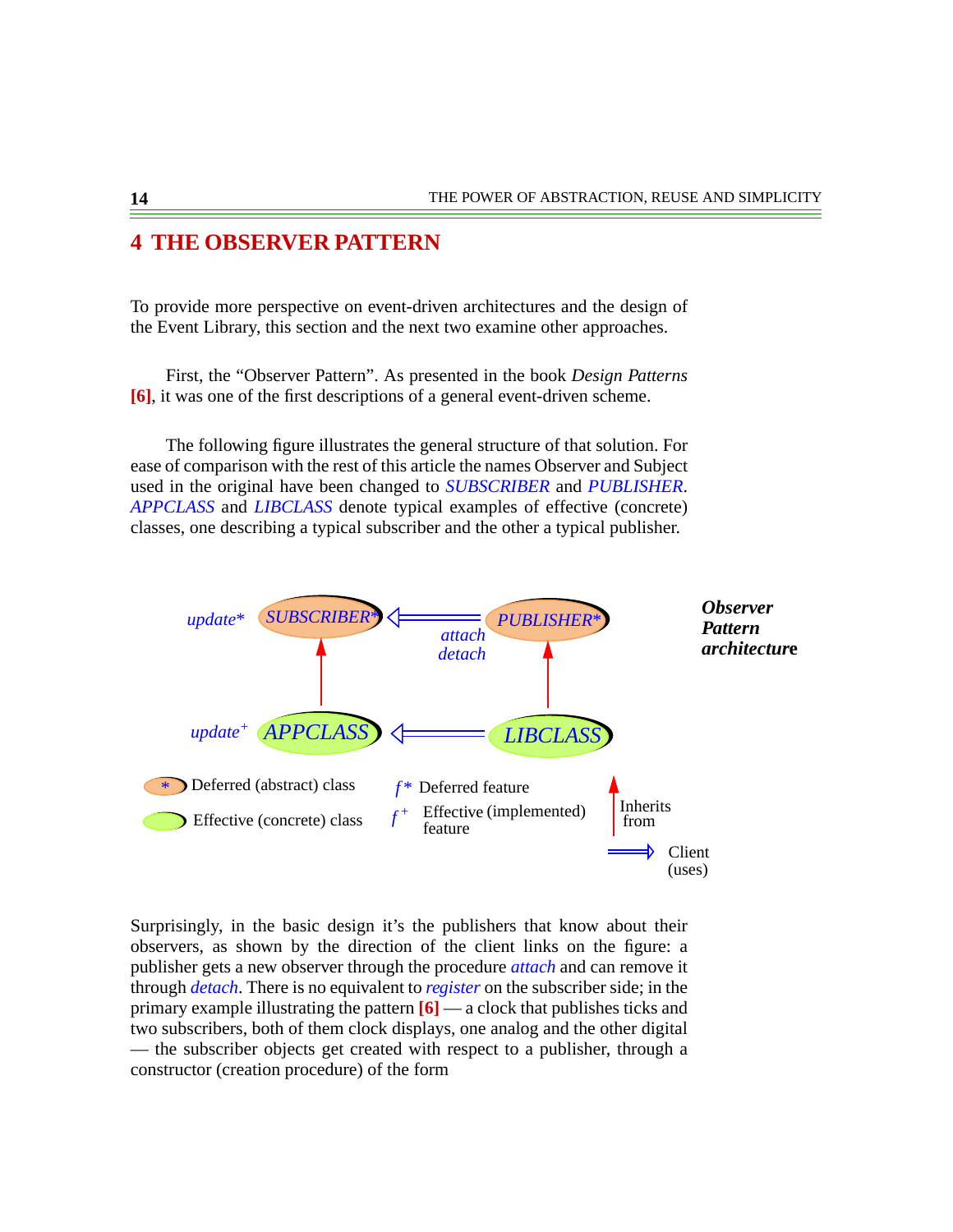# 4 THE OBSERVER PATTERN

To provide more perspective on event-driven architectures and the design of the Event Library, this section and the next two examine other approaches.

First, the "Observer Pattern". As presented in the book *Design Patterns* **[6]**, it was one of the first descriptions of a general event-driven scheme.

The following figure illustrates the general structure of that solution. For ease of comparison with the rest of this article the names Observer and Subject used in the original have been changed to *SUBSCRIBER* and *PUBLISHER*. *APPCLASS* and *LIBCLASS* denote typical examples of effective (concrete) classes, one describing a typical subscriber and the other a typical publisher.

***Observer Pattern architecture***

Surprisingly, in the basic design it's the publishers that know about their observers, as shown by the direction of the client links on the figure: a publisher gets a new observer through the procedure *attach* and can remove it through *detach*. There is no equivalent to *register* on the subscriber side; in the primary example illustrating the pattern **[6]** — a clock that publishes ticks and two subscribers, both of them clock displays, one analog and the other digital — the subscriber objects get created with respect to a publisher, through a constructor (creation procedure) of the form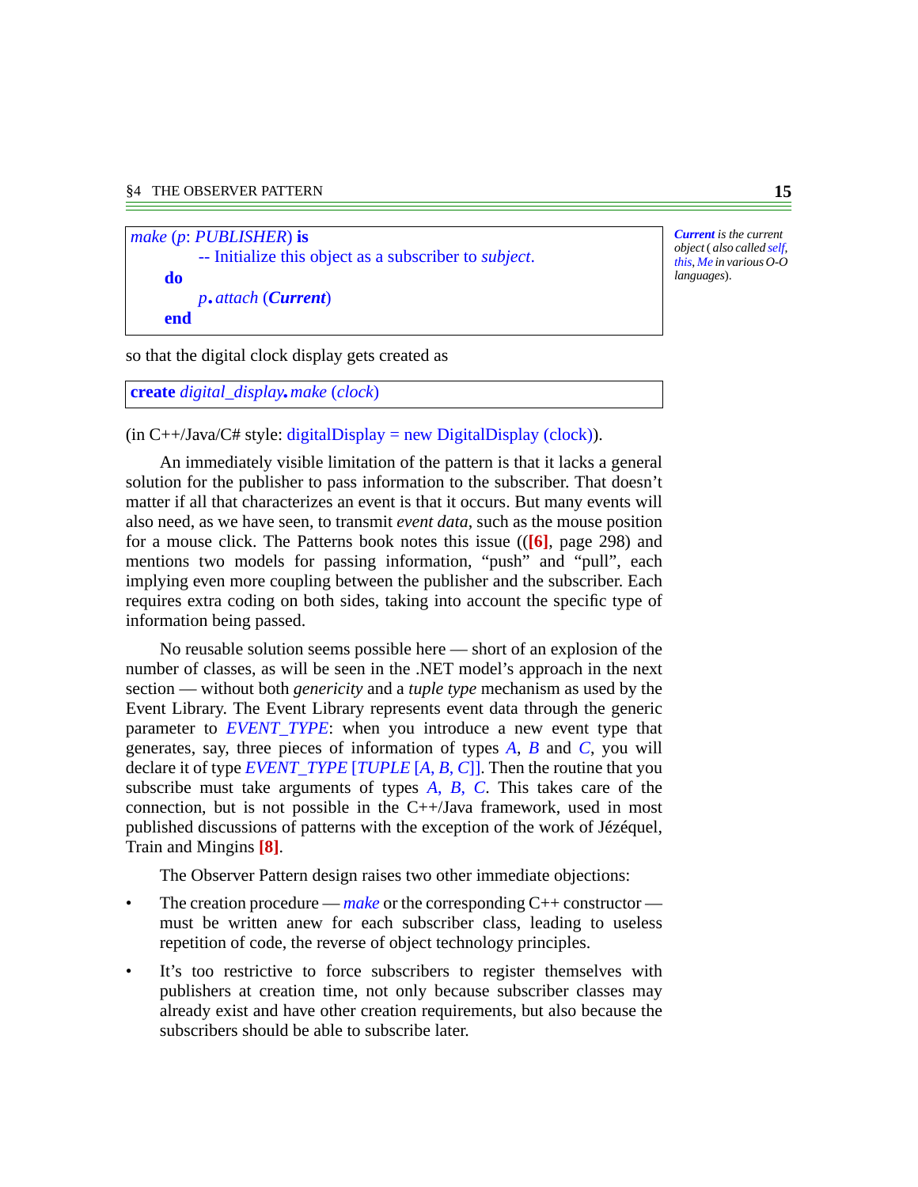```
make (p: PUBLISHER) is
        -- Initialize this object as a subscriber to subject.
    do
        p.attach (Current)
    end
```

*Current is the current object (also called self, this, Me in various O-O languages).*

so that the digital clock display gets created as

```
create digital_display.make (clock)
```

(in C++/Java/C# style: digitalDisplay = new DigitalDisplay (clock)).

An immediately visible limitation of the pattern is that it lacks a general solution for the publisher to pass information to the subscriber. That doesn't matter if all that characterizes an event is that it occurs. But many events will also need, as we have seen, to transmit *event data*, such as the mouse position for a mouse click. The Patterns book notes this issue (([6], page 298) and mentions two models for passing information, "push" and "pull", each implying even more coupling between the publisher and the subscriber. Each requires extra coding on both sides, taking into account the specific type of information being passed.

No reusable solution seems possible here — short of an explosion of the number of classes, as will be seen in the .NET model's approach in the next section — without both *genericity* and a *tuple type* mechanism as used by the Event Library. The Event Library represents event data through the generic parameter to *EVENT_TYPE*: when you introduce a new event type that generates, say, three pieces of information of types *A*, *B* and *C*, you will declare it of type *EVENT_TYPE* [*TUPLE* [*A*, *B*, *C*]]. Then the routine that you subscribe must take arguments of types *A*, *B*, *C*. This takes care of the connection, but is not possible in the C++/Java framework, used in most published discussions of patterns with the exception of the work of Jézéquel, Train and Mingins [8].

The Observer Pattern design raises two other immediate objections:

- The creation procedure — *make* or the corresponding C++ constructor — must be written anew for each subscriber class, leading to useless repetition of code, the reverse of object technology principles.
- It's too restrictive to force subscribers to register themselves with publishers at creation time, not only because subscriber classes may already exist and have other creation requirements, but also because the subscribers should be able to subscribe later.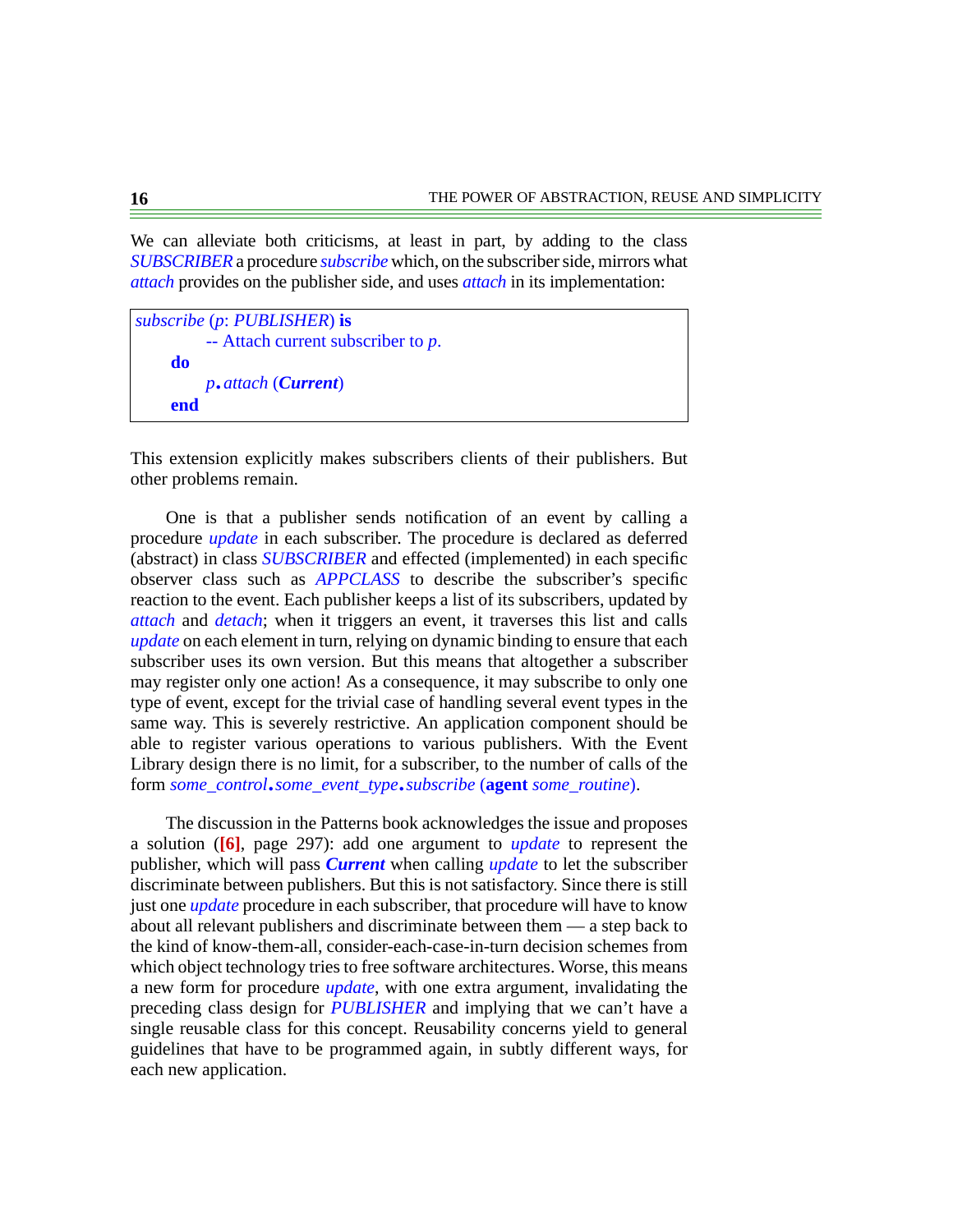We can alleviate both criticisms, at least in part, by adding to the class *SUBSCRIBER* a procedure *subscribe* which, on the subscriber side, mirrors what *attach* provides on the publisher side, and uses *attach* in its implementation:

```
subscribe (p: PUBLISHER) is
        -- Attach current subscriber to p.
    do
        p.attach (Current)
    end
```

This extension explicitly makes subscribers clients of their publishers. But other problems remain.

One is that a publisher sends notification of an event by calling a procedure *update* in each subscriber. The procedure is declared as deferred (abstract) in class *SUBSCRIBER* and effected (implemented) in each specific observer class such as *APPCLASS* to describe the subscriber's specific reaction to the event. Each publisher keeps a list of its subscribers, updated by *attach* and *detach*; when it triggers an event, it traverses this list and calls *update* on each element in turn, relying on dynamic binding to ensure that each subscriber uses its own version. But this means that altogether a subscriber may register only one action! As a consequence, it may subscribe to only one type of event, except for the trivial case of handling several event types in the same way. This is severely restrictive. An application component should be able to register various operations to various publishers. With the Event Library design there is no limit, for a subscriber, to the number of calls of the form *some_control*.*some_event_type*.*subscribe* (**agent** *some_routine*).

The discussion in the Patterns book acknowledges the issue and proposes a solution (**[6]**, page 297): add one argument to *update* to represent the publisher, which will pass ***Current*** when calling *update* to let the subscriber discriminate between publishers. But this is not satisfactory. Since there is still just one *update* procedure in each subscriber, that procedure will have to know about all relevant publishers and discriminate between them — a step back to the kind of know-them-all, consider-each-case-in-turn decision schemes from which object technology tries to free software architectures. Worse, this means a new form for procedure *update*, with one extra argument, invalidating the preceding class design for *PUBLISHER* and implying that we can't have a single reusable class for this concept. Reusability concerns yield to general guidelines that have to be programmed again, in subtly different ways, for each new application.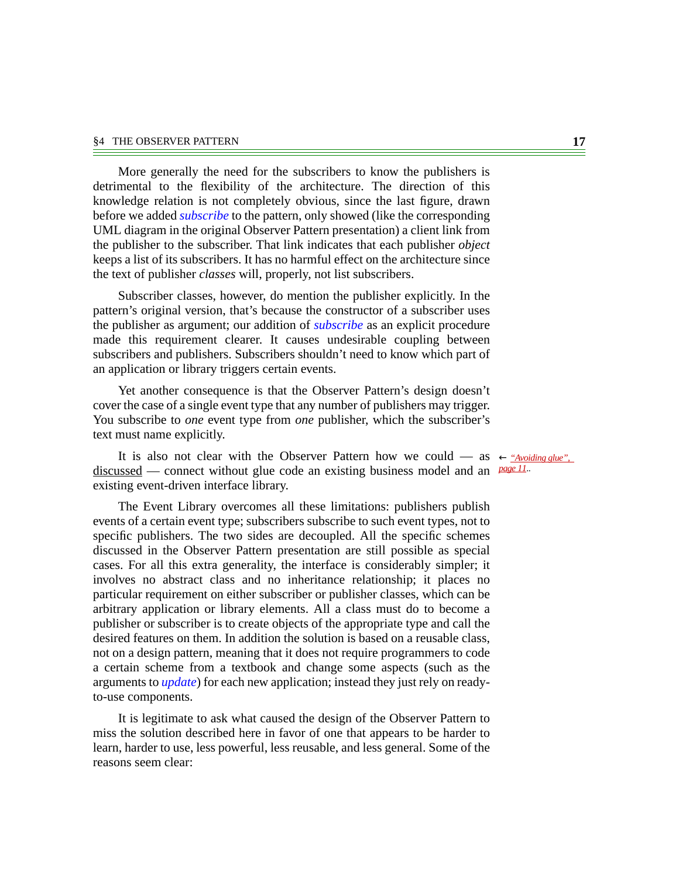More generally the need for the subscribers to know the publishers is detrimental to the flexibility of the architecture. The direction of this knowledge relation is not completely obvious, since the last figure, drawn before we added *subscribe* to the pattern, only showed (like the corresponding UML diagram in the original Observer Pattern presentation) a client link from the publisher to the subscriber. That link indicates that each publisher *object* keeps a list of its subscribers. It has no harmful effect on the architecture since the text of publisher *classes* will, properly, not list subscribers.

Subscriber classes, however, do mention the publisher explicitly. In the pattern's original version, that's because the constructor of a subscriber uses the publisher as argument; our addition of *subscribe* as an explicit procedure made this requirement clearer. It causes undesirable coupling between subscribers and publishers. Subscribers shouldn't need to know which part of an application or library triggers certain events.

Yet another consequence is that the Observer Pattern's design doesn't cover the case of a single event type that any number of publishers may trigger. You subscribe to *one* event type from *one* publisher, which the subscriber's text must name explicitly.

It is also not clear with the Observer Pattern how we could — as discussed — connect without glue code an existing business model and an existing event-driven interface library.

← *"Avoiding glue", page 11.*

The Event Library overcomes all these limitations: publishers publish events of a certain event type; subscribers subscribe to such event types, not to specific publishers. The two sides are decoupled. All the specific schemes discussed in the Observer Pattern presentation are still possible as special cases. For all this extra generality, the interface is considerably simpler; it involves no abstract class and no inheritance relationship; it places no particular requirement on either subscriber or publisher classes, which can be arbitrary application or library elements. All a class must do to become a publisher or subscriber is to create objects of the appropriate type and call the desired features on them. In addition the solution is based on a reusable class, not on a design pattern, meaning that it does not require programmers to code a certain scheme from a textbook and change some aspects (such as the arguments to *update*) for each new application; instead they just rely on ready-to-use components.

It is legitimate to ask what caused the design of the Observer Pattern to miss the solution described here in favor of one that appears to be harder to learn, harder to use, less powerful, less reusable, and less general. Some of the reasons seem clear: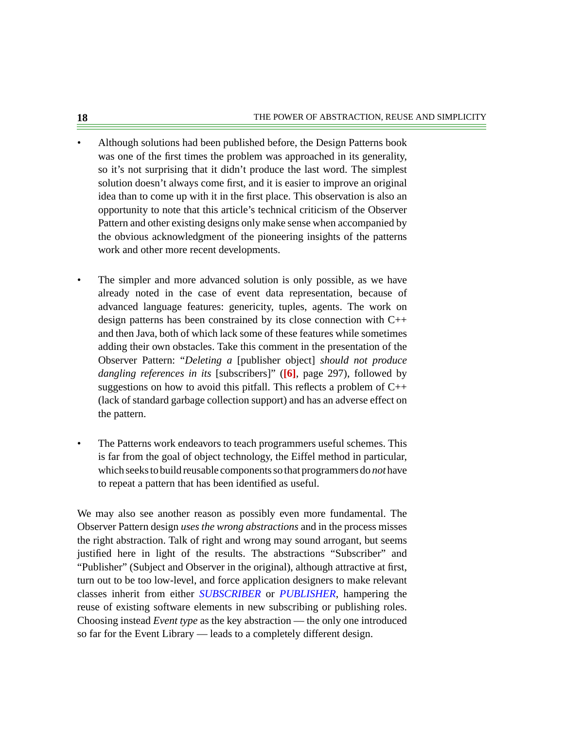- Although solutions had been published before, the Design Patterns book was one of the first times the problem was approached in its generality, so it's not surprising that it didn't produce the last word. The simplest solution doesn't always come first, and it is easier to improve an original idea than to come up with it in the first place. This observation is also an opportunity to note that this article's technical criticism of the Observer Pattern and other existing designs only make sense when accompanied by the obvious acknowledgment of the pioneering insights of the patterns work and other more recent developments.

- The simpler and more advanced solution is only possible, as we have already noted in the case of event data representation, because of advanced language features: genericity, tuples, agents. The work on design patterns has been constrained by its close connection with C++ and then Java, both of which lack some of these features while sometimes adding their own obstacles. Take this comment in the presentation of the Observer Pattern: "*Deleting a* [publisher object] *should not produce dangling references in its* [subscribers]" (**[6]**, page 297), followed by suggestions on how to avoid this pitfall. This reflects a problem of C++ (lack of standard garbage collection support) and has an adverse effect on the pattern.

- The Patterns work endeavors to teach programmers useful schemes. This is far from the goal of object technology, the Eiffel method in particular, which seeks to build reusable components so that programmers do *not* have to repeat a pattern that has been identified as useful.

We may also see another reason as possibly even more fundamental. The Observer Pattern design *uses the wrong abstractions* and in the process misses the right abstraction. Talk of right and wrong may sound arrogant, but seems justified here in light of the results. The abstractions "Subscriber" and "Publisher" (Subject and Observer in the original), although attractive at first, turn out to be too low-level, and force application designers to make relevant classes inherit from either *SUBSCRIBER* or *PUBLISHER*, hampering the reuse of existing software elements in new subscribing or publishing roles. Choosing instead *Event type* as the key abstraction — the only one introduced so far for the Event Library — leads to a completely different design.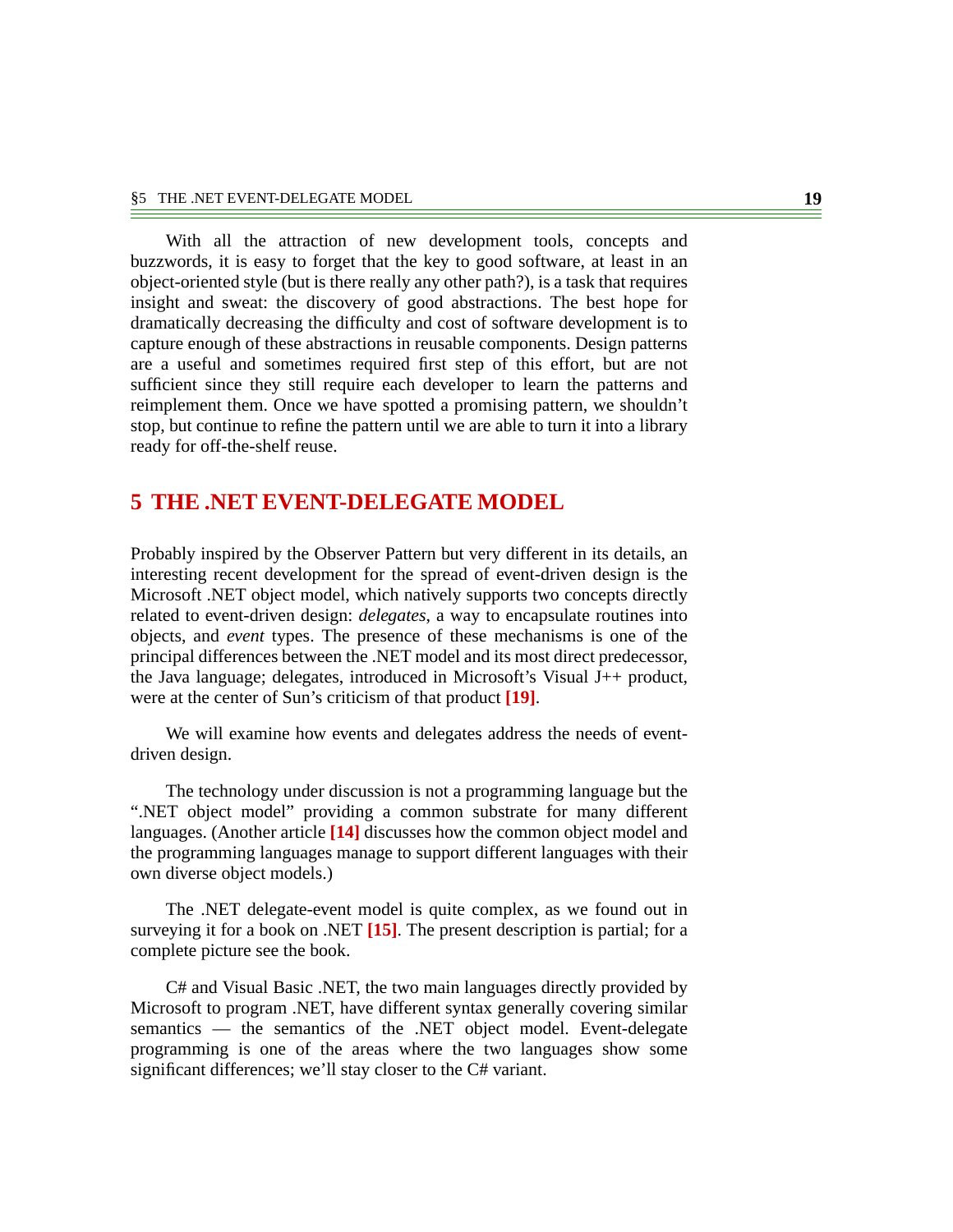With all the attraction of new development tools, concepts and buzzwords, it is easy to forget that the key to good software, at least in an object-oriented style (but is there really any other path?), is a task that requires insight and sweat: the discovery of good abstractions. The best hope for dramatically decreasing the difficulty and cost of software development is to capture enough of these abstractions in reusable components. Design patterns are a useful and sometimes required first step of this effort, but are not sufficient since they still require each developer to learn the patterns and reimplement them. Once we have spotted a promising pattern, we shouldn't stop, but continue to refine the pattern until we are able to turn it into a library ready for off-the-shelf reuse.

## 5 THE .NET EVENT-DELEGATE MODEL

Probably inspired by the Observer Pattern but very different in its details, an interesting recent development for the spread of event-driven design is the Microsoft .NET object model, which natively supports two concepts directly related to event-driven design: *delegates*, a way to encapsulate routines into objects, and *event* types. The presence of these mechanisms is one of the principal differences between the .NET model and its most direct predecessor, the Java language; delegates, introduced in Microsoft's Visual J++ product, were at the center of Sun's criticism of that product **[19]**.

We will examine how events and delegates address the needs of event-driven design.

The technology under discussion is not a programming language but the ".NET object model" providing a common substrate for many different languages. (Another article **[14]** discusses how the common object model and the programming languages manage to support different languages with their own diverse object models.)

The .NET delegate-event model is quite complex, as we found out in surveying it for a book on .NET **[15]**. The present description is partial; for a complete picture see the book.

C# and Visual Basic .NET, the two main languages directly provided by Microsoft to program .NET, have different syntax generally covering similar semantics — the semantics of the .NET object model. Event-delegate programming is one of the areas where the two languages show some significant differences; we'll stay closer to the C# variant.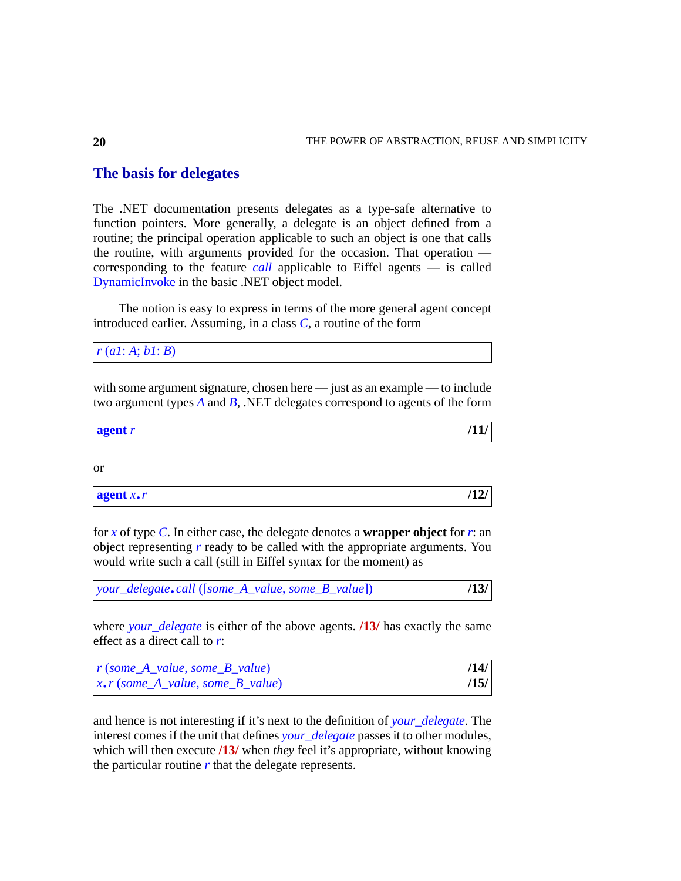## The basis for delegates

The .NET documentation presents delegates as a type-safe alternative to function pointers. More generally, a delegate is an object defined from a routine; the principal operation applicable to such an object is one that calls the routine, with arguments provided for the occasion. That operation — corresponding to the feature *call* applicable to Eiffel agents — is called DynamicInvoke in the basic .NET object model.

The notion is easy to express in terms of the more general agent concept introduced earlier. Assuming, in a class *C*, a routine of the form

```
r (a1: A; b1: B)
```

with some argument signature, chosen here — just as an example — to include two argument types *A* and *B*, .NET delegates correspond to agents of the form

```
agent r                                                    /11/
```

or

```
agent x.r                                                  /12/
```

for *x* of type *C*. In either case, the delegate denotes a **wrapper object** for *r*: an object representing *r* ready to be called with the appropriate arguments. You would write such a call (still in Eiffel syntax for the moment) as

```
your_delegate.call ([some_A_value, some_B_value])          /13/
```

where *your_delegate* is either of the above agents. **/13/** has exactly the same effect as a direct call to *r*:

```
r (some_A_value, some_B_value)                             /14/
x.r (some_A_value, some_B_value)                           /15/
```

and hence is not interesting if it's next to the definition of *your_delegate*. The interest comes if the unit that defines *your_delegate* passes it to other modules, which will then execute **/13/** when *they* feel it's appropriate, without knowing the particular routine *r* that the delegate represents.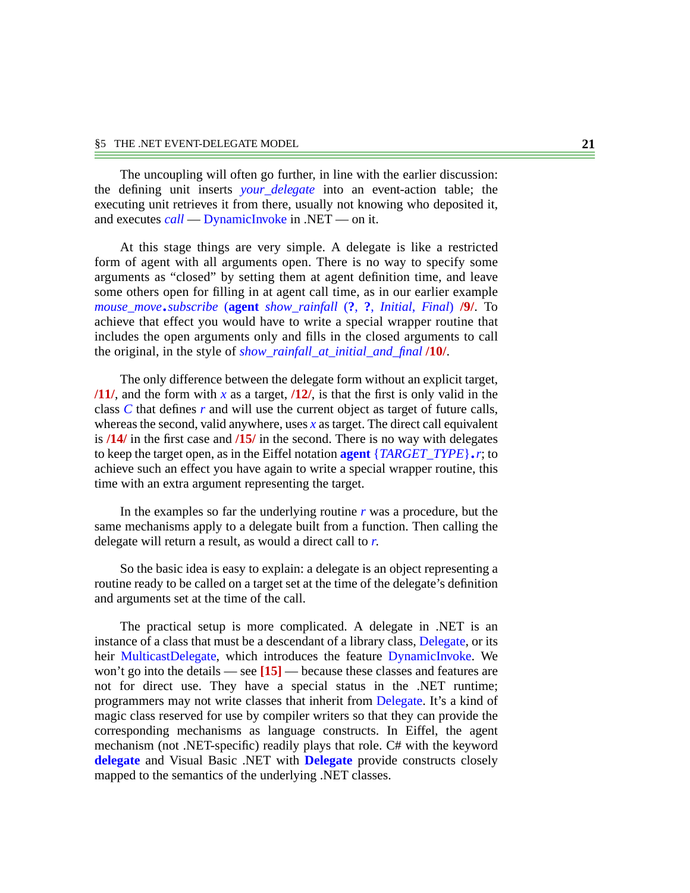The uncoupling will often go further, in line with the earlier discussion: the defining unit inserts *your_delegate* into an event-action table; the executing unit retrieves it from there, usually not knowing who deposited it, and executes *call* — DynamicInvoke in .NET — on it.

At this stage things are very simple. A delegate is like a restricted form of agent with all arguments open. There is no way to specify some arguments as “closed” by setting them at agent definition time, and leave some others open for filling in at agent call time, as in our earlier example *mouse_move*.*subscribe* (**agent** *show_rainfall* (**?**, **?**, *Initial*, *Final*) **/9/**. To achieve that effect you would have to write a special wrapper routine that includes the open arguments only and fills in the closed arguments to call the original, in the style of *show_rainfall_at_initial_and_final* **/10/**.

The only difference between the delegate form without an explicit target, **/11/**, and the form with *x* as a target, **/12/**, is that the first is only valid in the class *C* that defines *r* and will use the current object as target of future calls, whereas the second, valid anywhere, uses *x* as target. The direct call equivalent is **/14/** in the first case and **/15/** in the second. There is no way with delegates to keep the target open, as in the Eiffel notation **agent** {*TARGET_TYPE*}.*r*; to achieve such an effect you have again to write a special wrapper routine, this time with an extra argument representing the target.

In the examples so far the underlying routine *r* was a procedure, but the same mechanisms apply to a delegate built from a function. Then calling the delegate will return a result, as would a direct call to *r*.

So the basic idea is easy to explain: a delegate is an object representing a routine ready to be called on a target set at the time of the delegate’s definition and arguments set at the time of the call.

The practical setup is more complicated. A delegate in .NET is an instance of a class that must be a descendant of a library class, Delegate, or its heir MulticastDelegate, which introduces the feature DynamicInvoke. We won’t go into the details — see **[15]** — because these classes and features are not for direct use. They have a special status in the .NET runtime; programmers may not write classes that inherit from Delegate. It’s a kind of magic class reserved for use by compiler writers so that they can provide the corresponding mechanisms as language constructs. In Eiffel, the agent mechanism (not .NET-specific) readily plays that role. C# with the keyword **delegate** and Visual Basic .NET with **Delegate** provide constructs closely mapped to the semantics of the underlying .NET classes.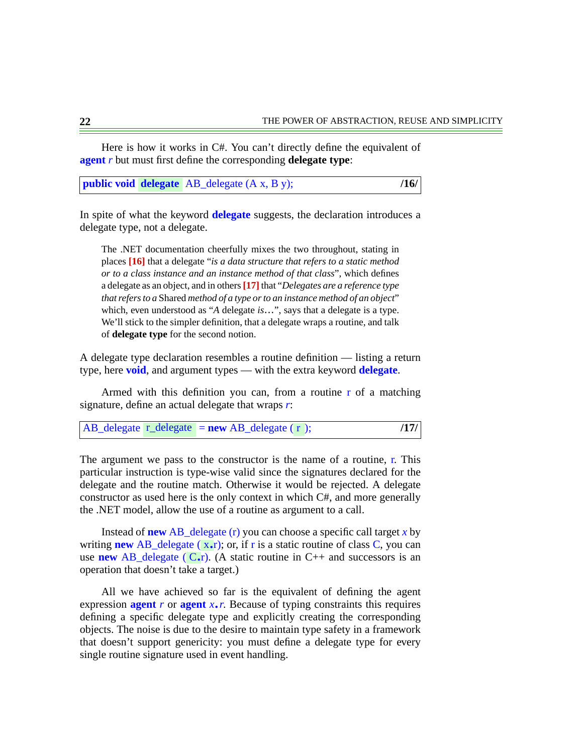Here is how it works in C#. You can't directly define the equivalent of **agent** *r* but must first define the corresponding **delegate type**:

```
public void delegate AB_delegate (A x, B y);                          /16/
```

In spite of what the keyword **delegate** suggests, the declaration introduces a delegate type, not a delegate.

> The .NET documentation cheerfully mixes the two throughout, stating in places [16] that a delegate "*is a data structure that refers to a static method or to a class instance and an instance method of that class*", which defines a delegate as an object, and in others [17] that "*Delegates are a reference type that refers to a* Shared *method of a type or to an instance method of an object*" which, even understood as "*A* delegate *is*…", says that a delegate is a type. We'll stick to the simpler definition, that a delegate wraps a routine, and talk of **delegate type** for the second notion.

A delegate type declaration resembles a routine definition — listing a return type, here **void**, and argument types — with the extra keyword **delegate**.

Armed with this definition you can, from a routine r of a matching signature, define an actual delegate that wraps *r*:

```
AB_delegate r_delegate = new AB_delegate ( r );                       /17/
```

The argument we pass to the constructor is the name of a routine, r. This particular instruction is type-wise valid since the signatures declared for the delegate and the routine match. Otherwise it would be rejected. A delegate constructor as used here is the only context in which C#, and more generally the .NET model, allow the use of a routine as argument to a call.

Instead of **new** AB_delegate (r) you can choose a specific call target *x* by writing **new** AB_delegate ( x.r); or, if r is a static routine of class C, you can use **new** AB_delegate ( C.r). (A static routine in C++ and successors is an operation that doesn't take a target.)

All we have achieved so far is the equivalent of defining the agent expression **agent** *r* or **agent** *x*.*r*. Because of typing constraints this requires defining a specific delegate type and explicitly creating the corresponding objects. The noise is due to the desire to maintain type safety in a framework that doesn't support genericity: you must define a delegate type for every single routine signature used in event handling.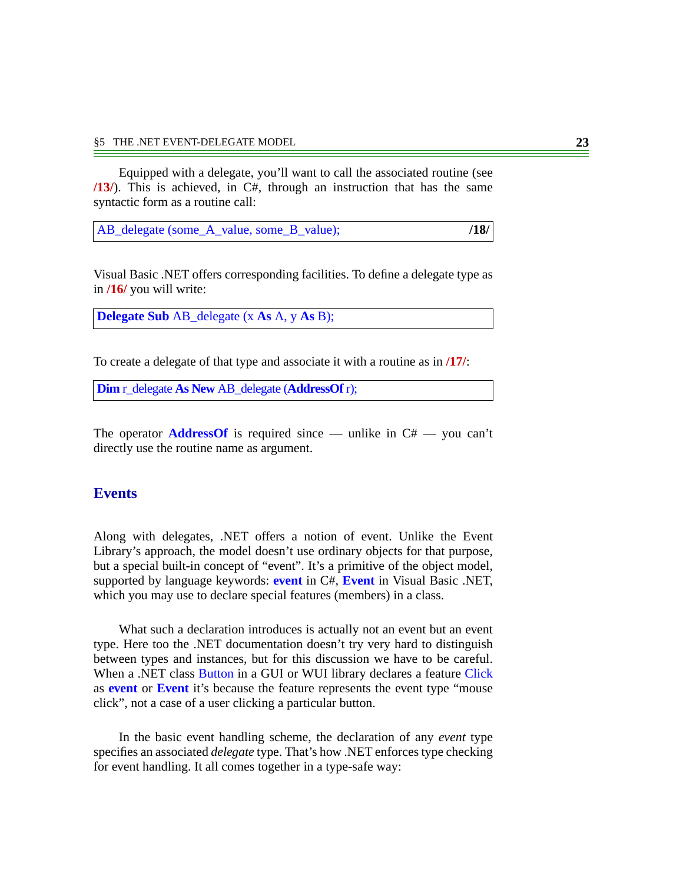Equipped with a delegate, you'll want to call the associated routine (see **/13/**). This is achieved, in C#, through an instruction that has the same syntactic form as a routine call:

```
AB_delegate (some_A_value, some_B_value);                    /18/
```

Visual Basic .NET offers corresponding facilities. To define a delegate type as in **/16/** you will write:

```
Delegate Sub AB_delegate (x As A, y As B);
```

To create a delegate of that type and associate it with a routine as in **/17/**:

```
Dim r_delegate As New AB_delegate (AddressOf r);
```

The operator **AddressOf** is required since — unlike in C# — you can't directly use the routine name as argument.

## Events

Along with delegates, .NET offers a notion of event. Unlike the Event Library's approach, the model doesn't use ordinary objects for that purpose, but a special built-in concept of "event". It's a primitive of the object model, supported by language keywords: **event** in C#, **Event** in Visual Basic .NET, which you may use to declare special features (members) in a class.

What such a declaration introduces is actually not an event but an event type. Here too the .NET documentation doesn't try very hard to distinguish between types and instances, but for this discussion we have to be careful. When a .NET class Button in a GUI or WUI library declares a feature Click as **event** or **Event** it's because the feature represents the event type "mouse click", not a case of a user clicking a particular button.

In the basic event handling scheme, the declaration of any *event* type specifies an associated *delegate* type. That's how .NET enforces type checking for event handling. It all comes together in a type-safe way: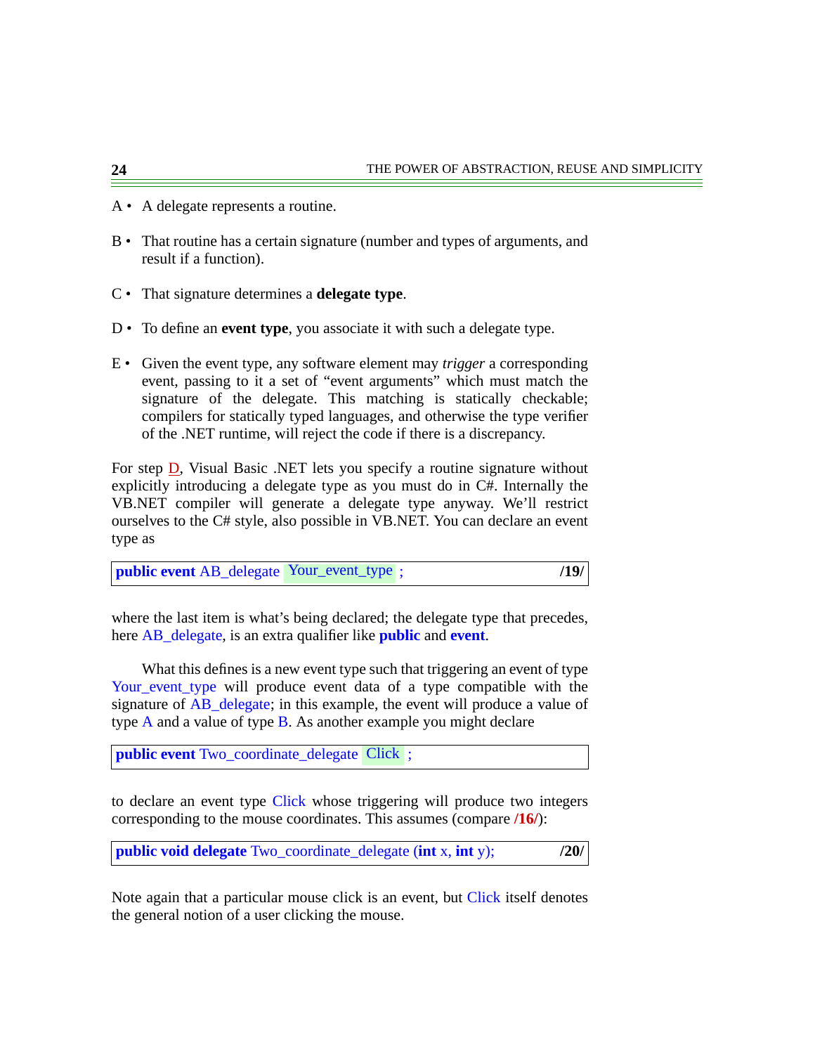A • A delegate represents a routine.

B • That routine has a certain signature (number and types of arguments, and result if a function).

C • That signature determines a **delegate type**.

D • To define an **event type**, you associate it with such a delegate type.

E • Given the event type, any software element may *trigger* a corresponding event, passing to it a set of "event arguments" which must match the signature of the delegate. This matching is statically checkable; compilers for statically typed languages, and otherwise the type verifier of the .NET runtime, will reject the code if there is a discrepancy.

For step D, Visual Basic .NET lets you specify a routine signature without explicitly introducing a delegate type as you must do in C#. Internally the VB.NET compiler will generate a delegate type anyway. We'll restrict ourselves to the C# style, also possible in VB.NET. You can declare an event type as

```
public event AB_delegate Your_event_type ;                    /19/
```

where the last item is what's being declared; the delegate type that precedes, here AB_delegate, is an extra qualifier like **public** and **event**.

What this defines is a new event type such that triggering an event of type Your_event_type will produce event data of a type compatible with the signature of AB_delegate; in this example, the event will produce a value of type A and a value of type B. As another example you might declare

```
public event Two_coordinate_delegate Click ;
```

to declare an event type Click whose triggering will produce two integers corresponding to the mouse coordinates. This assumes (compare **/16/**):

```
public void delegate Two_coordinate_delegate (int x, int y);  /20/
```

Note again that a particular mouse click is an event, but Click itself denotes the general notion of a user clicking the mouse.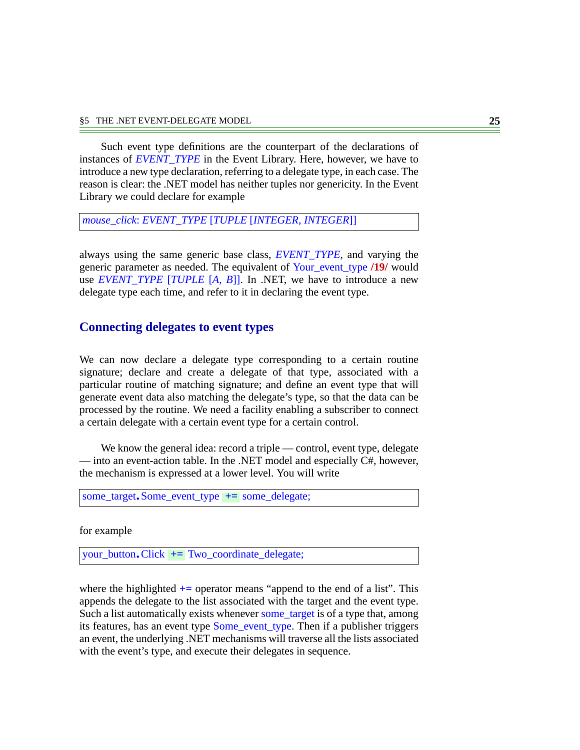Such event type definitions are the counterpart of the declarations of instances of *EVENT_TYPE* in the Event Library. Here, however, we have to introduce a new type declaration, referring to a delegate type, in each case. The reason is clear: the .NET model has neither tuples nor genericity. In the Event Library we could declare for example

```
mouse_click: EVENT_TYPE [TUPLE [INTEGER, INTEGER]]
```

always using the same generic base class, *EVENT_TYPE*, and varying the generic parameter as needed. The equivalent of Your_event_type **/19/** would use *EVENT_TYPE* [*TUPLE* [*A*, *B*]]. In .NET, we have to introduce a new delegate type each time, and refer to it in declaring the event type.

## Connecting delegates to event types

We can now declare a delegate type corresponding to a certain routine signature; declare and create a delegate of that type, associated with a particular routine of matching signature; and define an event type that will generate event data also matching the delegate's type, so that the data can be processed by the routine. We need a facility enabling a subscriber to connect a certain delegate with a certain event type for a certain control.

We know the general idea: record a triple — control, event type, delegate — into an event-action table. In the .NET model and especially C#, however, the mechanism is expressed at a lower level. You will write

```
some_target.Some_event_type += some_delegate;
```

for example

```
your_button.Click += Two_coordinate_delegate;
```

where the highlighted += operator means "append to the end of a list". This appends the delegate to the list associated with the target and the event type. Such a list automatically exists whenever some_target is of a type that, among its features, has an event type Some_event_type. Then if a publisher triggers an event, the underlying .NET mechanisms will traverse all the lists associated with the event's type, and execute their delegates in sequence.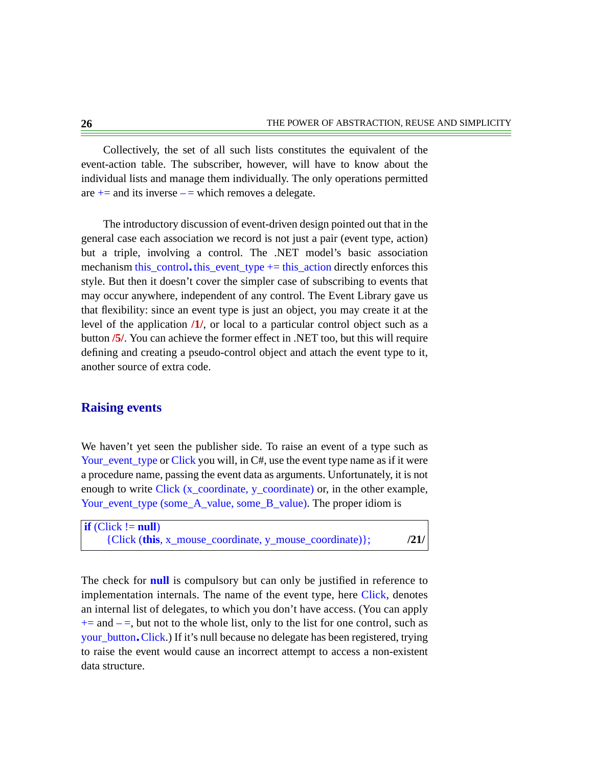Collectively, the set of all such lists constitutes the equivalent of the event-action table. The subscriber, however, will have to know about the individual lists and manage them individually. The only operations permitted are += and its inverse – = which removes a delegate.

The introductory discussion of event-driven design pointed out that in the general case each association we record is not just a pair (event type, action) but a triple, involving a control. The .NET model's basic association mechanism this_control.this_event_type += this_action directly enforces this style. But then it doesn't cover the simpler case of subscribing to events that may occur anywhere, independent of any control. The Event Library gave us that flexibility: since an event type is just an object, you may create it at the level of the application **/1/**, or local to a particular control object such as a button **/5/**. You can achieve the former effect in .NET too, but this will require defining and creating a pseudo-control object and attach the event type to it, another source of extra code.

## Raising events

We haven't yet seen the publisher side. To raise an event of a type such as Your_event_type or Click you will, in C#, use the event type name as if it were a procedure name, passing the event data as arguments. Unfortunately, it is not enough to write Click (x_coordinate, y_coordinate) or, in the other example, Your_event_type (some_A_value, some_B_value). The proper idiom is

```
if (Click != null)
    {Click (this, x_mouse_coordinate, y_mouse_coordinate)};          /21/
```

The check for **null** is compulsory but can only be justified in reference to implementation internals. The name of the event type, here Click, denotes an internal list of delegates, to which you don't have access. (You can apply += and – =, but not to the whole list, only to the list for one control, such as your_button.Click.) If it's null because no delegate has been registered, trying to raise the event would cause an incorrect attempt to access a non-existent data structure.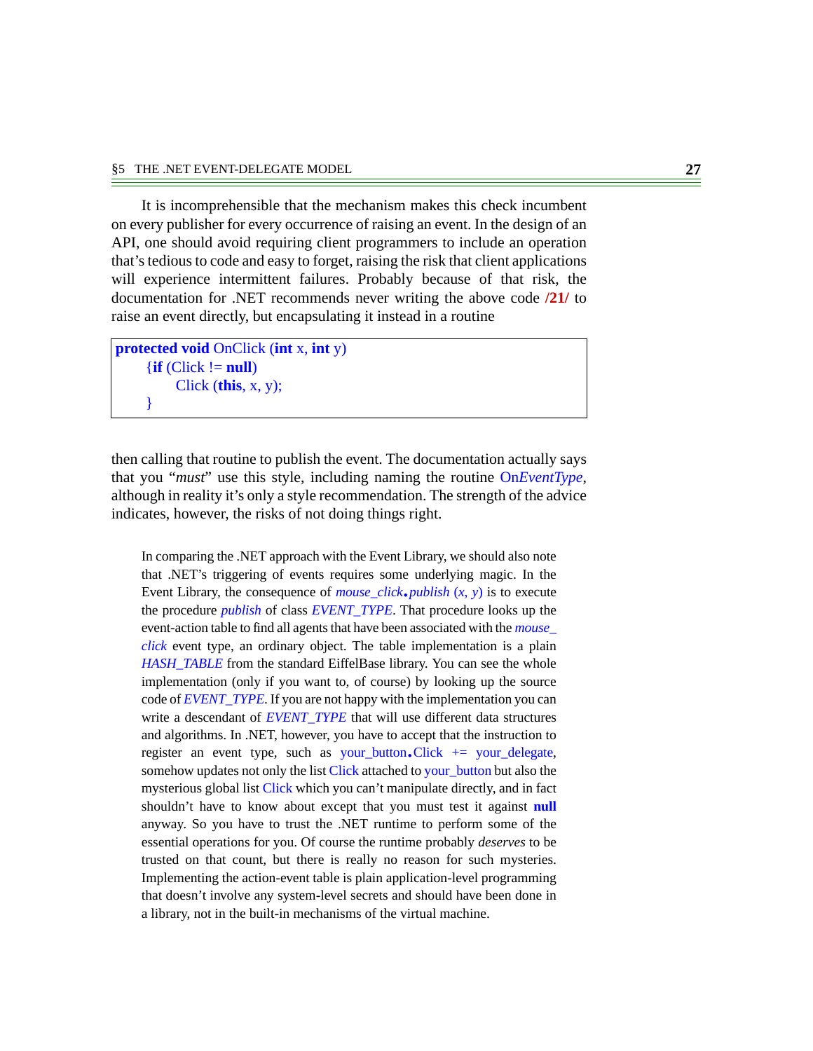It is incomprehensible that the mechanism makes this check incumbent on every publisher for every occurrence of raising an event. In the design of an API, one should avoid requiring client programmers to include an operation that's tedious to code and easy to forget, raising the risk that client applications will experience intermittent failures. Probably because of that risk, the documentation for .NET recommends never writing the above code **/21/** to raise an event directly, but encapsulating it instead in a routine

```
protected void OnClick (int x, int y)
    {if (Click != null)
        Click (this, x, y);
    }
```

then calling that routine to publish the event. The documentation actually says that you "*must*" use this style, including naming the routine On*EventType*, although in reality it's only a style recommendation. The strength of the advice indicates, however, the risks of not doing things right.

In comparing the .NET approach with the Event Library, we should also note that .NET's triggering of events requires some underlying magic. In the Event Library, the consequence of *mouse_click.publish (x, y)* is to execute the procedure *publish* of class *EVENT_TYPE*. That procedure looks up the event-action table to find all agents that have been associated with the *mouse_click* event type, an ordinary object. The table implementation is a plain *HASH_TABLE* from the standard EiffelBase library. You can see the whole implementation (only if you want to, of course) by looking up the source code of *EVENT_TYPE*. If you are not happy with the implementation you can write a descendant of *EVENT_TYPE* that will use different data structures and algorithms. In .NET, however, you have to accept that the instruction to register an event type, such as your_button.Click += your_delegate, somehow updates not only the list Click attached to your_button but also the mysterious global list Click which you can't manipulate directly, and in fact shouldn't have to know about except that you must test it against **null** anyway. So you have to trust the .NET runtime to perform some of the essential operations for you. Of course the runtime probably *deserves* to be trusted on that count, but there is really no reason for such mysteries. Implementing the action-event table is plain application-level programming that doesn't involve any system-level secrets and should have been done in a library, not in the built-in mechanisms of the virtual machine.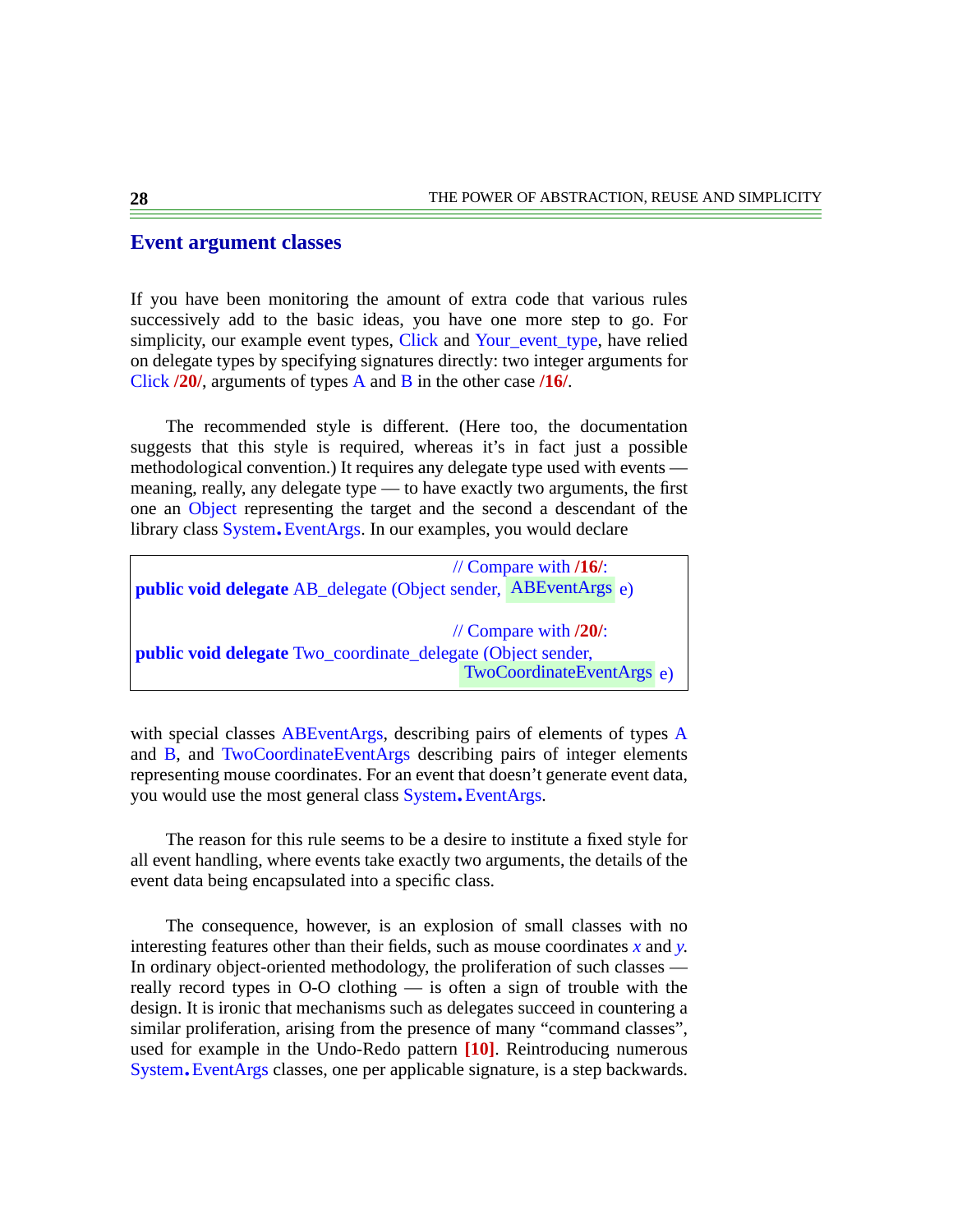## Event argument classes

If you have been monitoring the amount of extra code that various rules successively add to the basic ideas, you have one more step to go. For simplicity, our example event types, Click and Your_event_type, have relied on delegate types by specifying signatures directly: two integer arguments for Click **/20/**, arguments of types A and B in the other case **/16/**.

The recommended style is different. (Here too, the documentation suggests that this style is required, whereas it's in fact just a possible methodological convention.) It requires any delegate type used with events — meaning, really, any delegate type — to have exactly two arguments, the first one an Object representing the target and the second a descendant of the library class System.EventArgs. In our examples, you would declare

```
                                        // Compare with /16/:
public void delegate AB_delegate (Object sender, ABEventArgs e)

                                        // Compare with /20/:
public void delegate Two_coordinate_delegate (Object sender,
                                        TwoCoordinateEventArgs e)
```

with special classes ABEventArgs, describing pairs of elements of types A and B, and TwoCoordinateEventArgs describing pairs of integer elements representing mouse coordinates. For an event that doesn't generate event data, you would use the most general class System.EventArgs.

The reason for this rule seems to be a desire to institute a fixed style for all event handling, where events take exactly two arguments, the details of the event data being encapsulated into a specific class.

The consequence, however, is an explosion of small classes with no interesting features other than their fields, such as mouse coordinates *x* and *y*. In ordinary object-oriented methodology, the proliferation of such classes — really record types in O-O clothing — is often a sign of trouble with the design. It is ironic that mechanisms such as delegates succeed in countering a similar proliferation, arising from the presence of many "command classes", used for example in the Undo-Redo pattern **[10]**. Reintroducing numerous System.EventArgs classes, one per applicable signature, is a step backwards.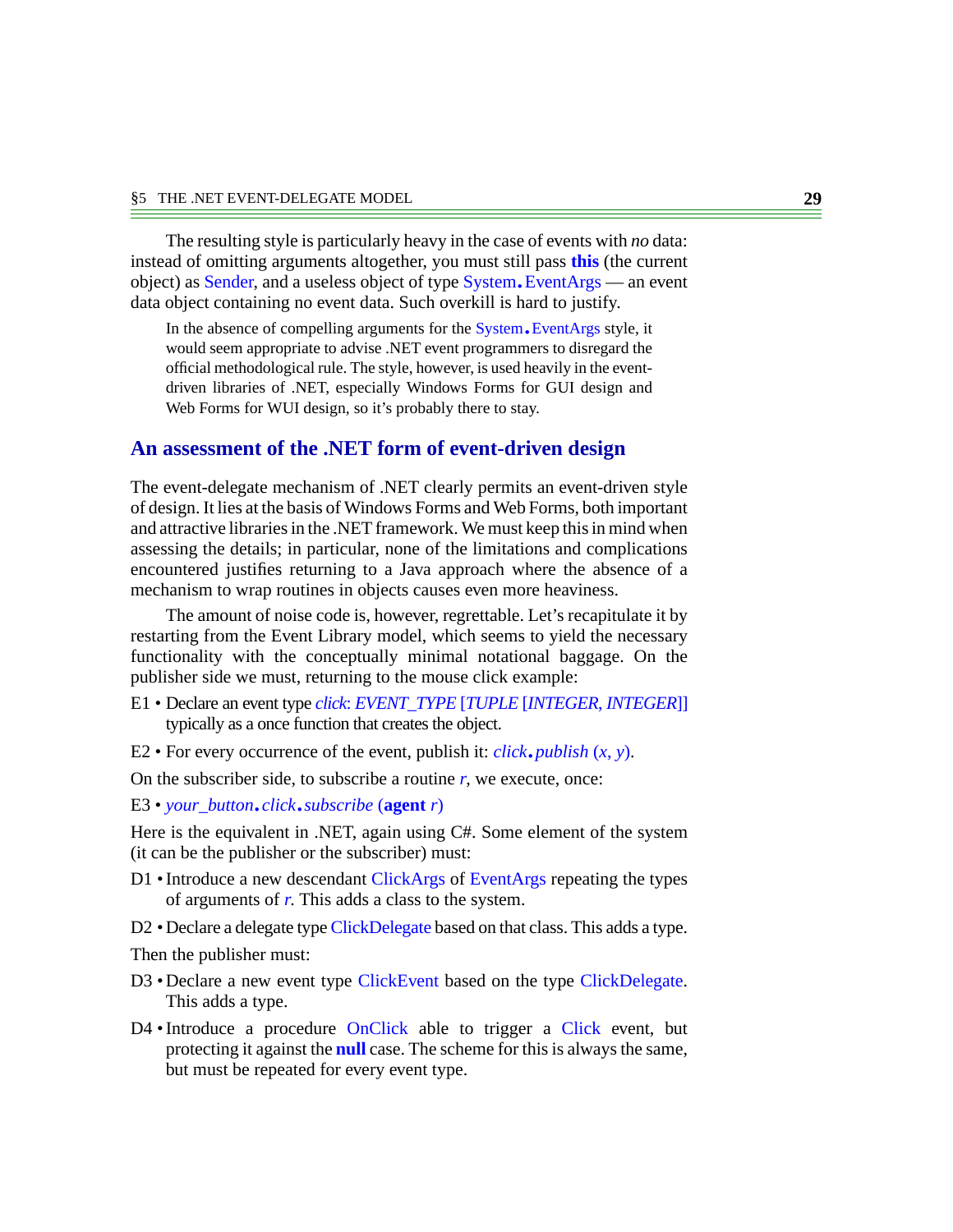The resulting style is particularly heavy in the case of events with *no* data: instead of omitting arguments altogether, you must still pass **this** (the current object) as Sender, and a useless object of type System.EventArgs — an event data object containing no event data. Such overkill is hard to justify.

In the absence of compelling arguments for the System.EventArgs style, it would seem appropriate to advise .NET event programmers to disregard the official methodological rule. The style, however, is used heavily in the event-driven libraries of .NET, especially Windows Forms for GUI design and Web Forms for WUI design, so it's probably there to stay.

## An assessment of the .NET form of event-driven design

The event-delegate mechanism of .NET clearly permits an event-driven style of design. It lies at the basis of Windows Forms and Web Forms, both important and attractive libraries in the .NET framework. We must keep this in mind when assessing the details; in particular, none of the limitations and complications encountered justifies returning to a Java approach where the absence of a mechanism to wrap routines in objects causes even more heaviness.

The amount of noise code is, however, regrettable. Let's recapitulate it by restarting from the Event Library model, which seems to yield the necessary functionality with the conceptually minimal notational baggage. On the publisher side we must, returning to the mouse click example:

E1 • Declare an event type *click*: *EVENT_TYPE* [*TUPLE* [*INTEGER*, *INTEGER*]] typically as a once function that creates the object.

E2 • For every occurrence of the event, publish it: *click*.*publish* (*x*, *y*).

On the subscriber side, to subscribe a routine *r*, we execute, once:

E3 • *your_button*.*click*.*subscribe* (**agent** *r*)

Here is the equivalent in .NET, again using C#. Some element of the system (it can be the publisher or the subscriber) must:

D1 • Introduce a new descendant ClickArgs of EventArgs repeating the types of arguments of *r*. This adds a class to the system.

D2 • Declare a delegate type ClickDelegate based on that class. This adds a type.

Then the publisher must:

D3 • Declare a new event type ClickEvent based on the type ClickDelegate. This adds a type.

D4 • Introduce a procedure OnClick able to trigger a Click event, but protecting it against the **null** case. The scheme for this is always the same, but must be repeated for every event type.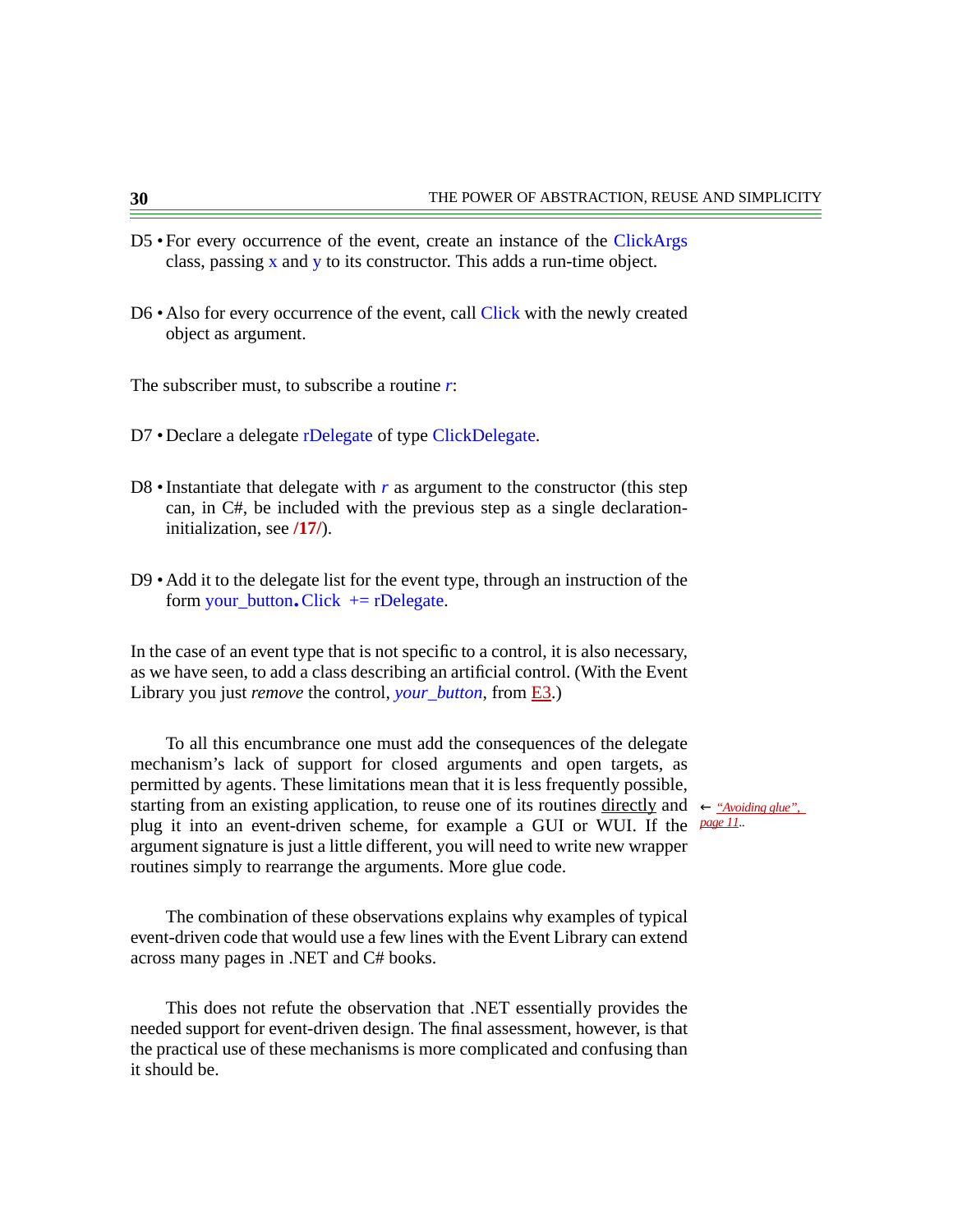D5 • For every occurrence of the event, create an instance of the ClickArgs class, passing x and y to its constructor. This adds a run-time object.

D6 • Also for every occurrence of the event, call Click with the newly created object as argument.

The subscriber must, to subscribe a routine *r*:

D7 • Declare a delegate rDelegate of type ClickDelegate.

D8 • Instantiate that delegate with *r* as argument to the constructor (this step can, in C#, be included with the previous step as a single declaration-initialization, see **/17/**).

D9 • Add it to the delegate list for the event type, through an instruction of the form `your_button.Click += rDelegate`.

In the case of an event type that is not specific to a control, it is also necessary, as we have seen, to add a class describing an artificial control. (With the Event Library you just *remove* the control, *your_button*, from E3.)

To all this encumbrance one must add the consequences of the delegate mechanism's lack of support for closed arguments and open targets, as permitted by agents. These limitations mean that it is less frequently possible, starting from an existing application, to reuse one of its routines directly and plug it into an event-driven scheme, for example a GUI or WUI. If the argument signature is just a little different, you will need to write new wrapper routines simply to rearrange the arguments. More glue code.

← *"Avoiding glue", page 11.*

The combination of these observations explains why examples of typical event-driven code that would use a few lines with the Event Library can extend across many pages in .NET and C# books.

This does not refute the observation that .NET essentially provides the needed support for event-driven design. The final assessment, however, is that the practical use of these mechanisms is more complicated and confusing than it should be.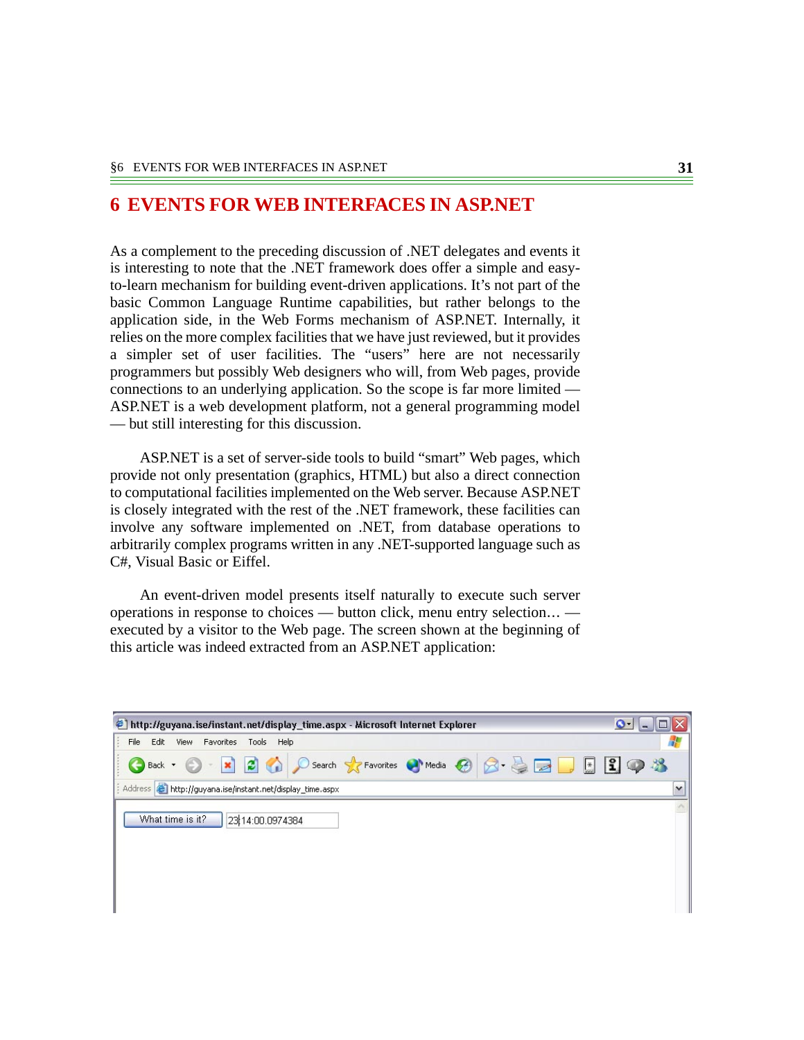# 6 EVENTS FOR WEB INTERFACES IN ASP.NET

As a complement to the preceding discussion of .NET delegates and events it is interesting to note that the .NET framework does offer a simple and easy-to-learn mechanism for building event-driven applications. It's not part of the basic Common Language Runtime capabilities, but rather belongs to the application side, in the Web Forms mechanism of ASP.NET. Internally, it relies on the more complex facilities that we have just reviewed, but it provides a simpler set of user facilities. The "users" here are not necessarily programmers but possibly Web designers who will, from Web pages, provide connections to an underlying application. So the scope is far more limited — ASP.NET is a web development platform, not a general programming model — but still interesting for this discussion.

ASP.NET is a set of server-side tools to build "smart" Web pages, which provide not only presentation (graphics, HTML) but also a direct connection to computational facilities implemented on the Web server. Because ASP.NET is closely integrated with the rest of the .NET framework, these facilities can involve any software implemented on .NET, from database operations to arbitrarily complex programs written in any .NET-supported language such as C#, Visual Basic or Eiffel.

An event-driven model presents itself naturally to execute such server operations in response to choices — button click, menu entry selection… — executed by a visitor to the Web page. The screen shown at the beginning of this article was indeed extracted from an ASP.NET application:

http://guyana.ise/instant.net/display_time.aspx - Microsoft Internet Explorer

What time is it?

23:14:00.0974384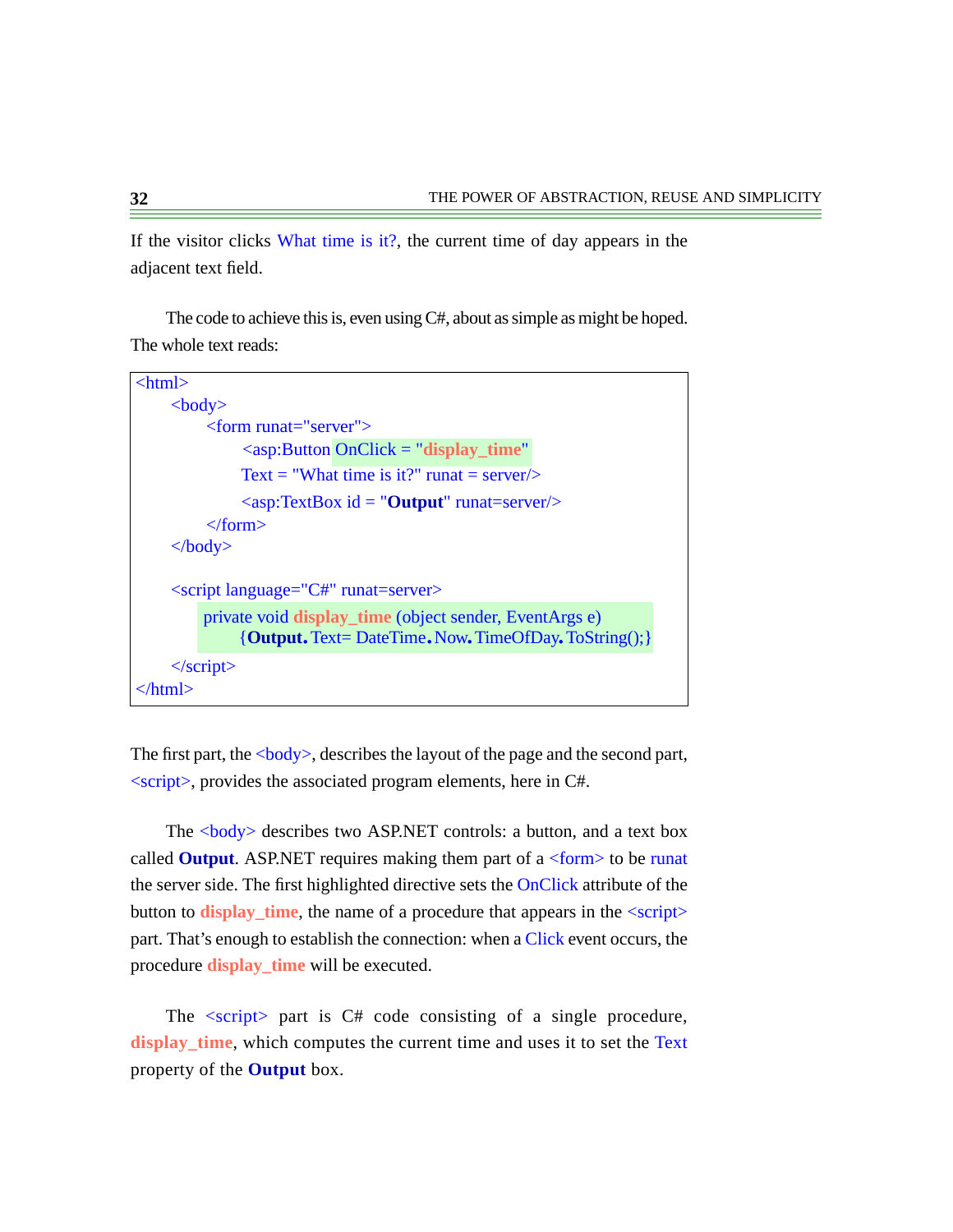If the visitor clicks What time is it?, the current time of day appears in the adjacent text field.

The code to achieve this is, even using C#, about as simple as might be hoped. The whole text reads:

```
<html>
    <body>
        <form runat="server">
            <asp:Button OnClick = "display_time"
            Text = "What time is it?" runat = server/>
            <asp:TextBox id = "Output" runat=server/>
        </form>
    </body>

    <script language="C#" runat=server>
        private void display_time (object sender, EventArgs e)
            {Output.Text= DateTime.Now.TimeOfDay.ToString();}
    </script>
</html>
```

The first part, the <body>, describes the layout of the page and the second part, <script>, provides the associated program elements, here in C#.

The <body> describes two ASP.NET controls: a button, and a text box called **Output**. ASP.NET requires making them part of a <form> to be runat the server side. The first highlighted directive sets the OnClick attribute of the button to **display_time**, the name of a procedure that appears in the <script> part. That's enough to establish the connection: when a Click event occurs, the procedure **display_time** will be executed.

The <script> part is C# code consisting of a single procedure, **display_time**, which computes the current time and uses it to set the Text property of the **Output** box.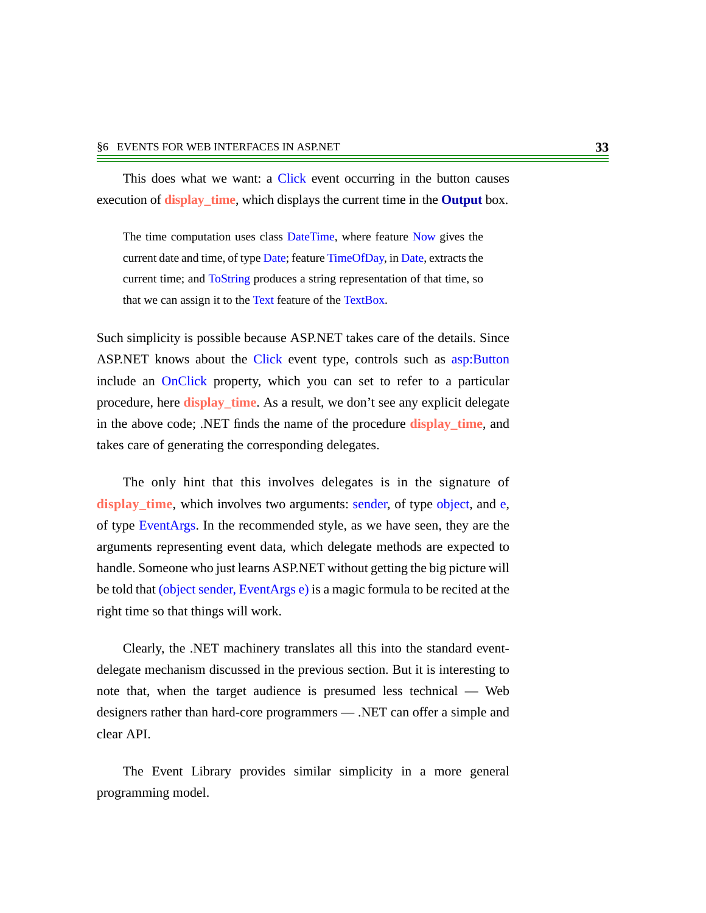This does what we want: a Click event occurring in the button causes execution of **display_time**, which displays the current time in the **Output** box.

> The time computation uses class DateTime, where feature Now gives the current date and time, of type Date; feature TimeOfDay, in Date, extracts the current time; and ToString produces a string representation of that time, so that we can assign it to the Text feature of the TextBox.

Such simplicity is possible because ASP.NET takes care of the details. Since ASP.NET knows about the Click event type, controls such as asp:Button include an OnClick property, which you can set to refer to a particular procedure, here **display_time**. As a result, we don't see any explicit delegate in the above code; .NET finds the name of the procedure **display_time**, and takes care of generating the corresponding delegates.

The only hint that this involves delegates is in the signature of **display_time**, which involves two arguments: sender, of type object, and e, of type EventArgs. In the recommended style, as we have seen, they are the arguments representing event data, which delegate methods are expected to handle. Someone who just learns ASP.NET without getting the big picture will be told that (object sender, EventArgs e) is a magic formula to be recited at the right time so that things will work.

Clearly, the .NET machinery translates all this into the standard event-delegate mechanism discussed in the previous section. But it is interesting to note that, when the target audience is presumed less technical — Web designers rather than hard-core programmers — .NET can offer a simple and clear API.

The Event Library provides similar simplicity in a more general programming model.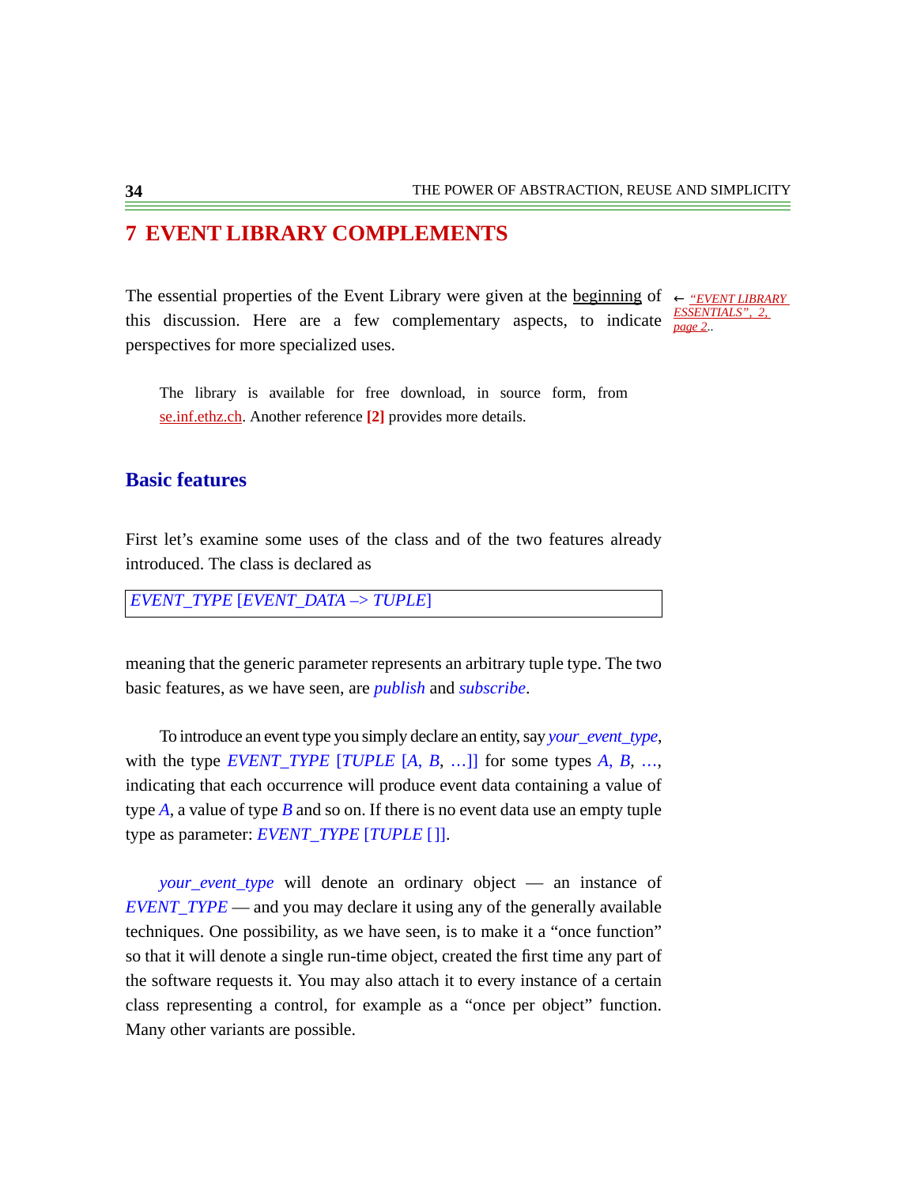# 7 EVENT LIBRARY COMPLEMENTS

The essential properties of the Event Library were given at the beginning of this discussion. Here are a few complementary aspects, to indicate perspectives for more specialized uses.

← "EVENT LIBRARY ESSENTIALS", 2, page 2..

The library is available for free download, in source form, from se.inf.ethz.ch. Another reference **[2]** provides more details.

## Basic features

First let's examine some uses of the class and of the two features already introduced. The class is declared as

```
EVENT_TYPE [EVENT_DATA –> TUPLE]
```

meaning that the generic parameter represents an arbitrary tuple type. The two basic features, as we have seen, are *publish* and *subscribe*.

To introduce an event type you simply declare an entity, say *your_event_type*, with the type *EVENT_TYPE* [*TUPLE* [*A*, *B*, …]] for some types *A*, *B*, …, indicating that each occurrence will produce event data containing a value of type *A*, a value of type *B* and so on. If there is no event data use an empty tuple type as parameter: *EVENT_TYPE* [*TUPLE* []].

*your_event_type* will denote an ordinary object — an instance of *EVENT_TYPE* — and you may declare it using any of the generally available techniques. One possibility, as we have seen, is to make it a "once function" so that it will denote a single run-time object, created the first time any part of the software requests it. You may also attach it to every instance of a certain class representing a control, for example as a "once per object" function. Many other variants are possible.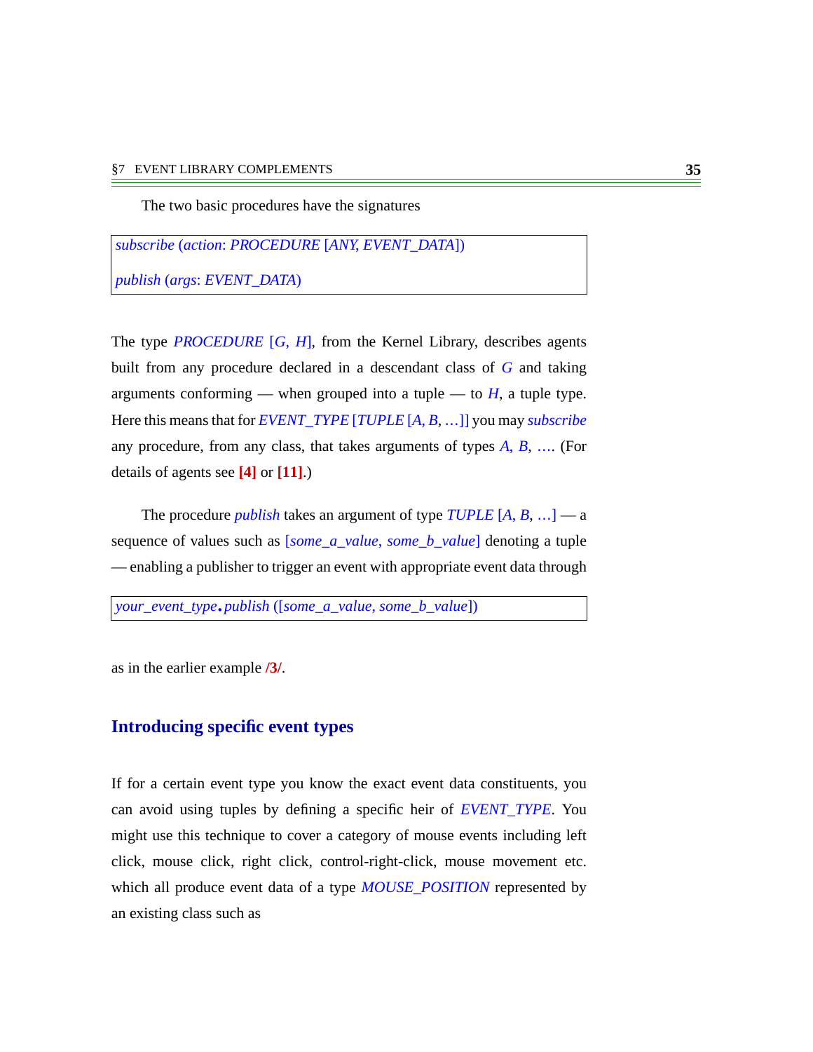The two basic procedures have the signatures

```
subscribe (action: PROCEDURE [ANY, EVENT_DATA])

publish (args: EVENT_DATA)
```

The type *PROCEDURE* [*G*, *H*], from the Kernel Library, describes agents built from any procedure declared in a descendant class of *G* and taking arguments conforming — when grouped into a tuple — to *H*, a tuple type. Here this means that for *EVENT_TYPE* [*TUPLE* [*A*, *B*, ...]] you may *subscribe* any procedure, from any class, that takes arguments of types *A*, *B*, .... (For details of agents see **[4]** or **[11]**.)

The procedure *publish* takes an argument of type *TUPLE* [*A*, *B*, ...] — a sequence of values such as [*some_a_value*, *some_b_value*] denoting a tuple — enabling a publisher to trigger an event with appropriate event data through

```
your_event_type.publish ([some_a_value, some_b_value])
```

as in the earlier example **/3/**.

## Introducing specific event types

If for a certain event type you know the exact event data constituents, you can avoid using tuples by defining a specific heir of *EVENT_TYPE*. You might use this technique to cover a category of mouse events including left click, mouse click, right click, control-right-click, mouse movement etc. which all produce event data of a type *MOUSE_POSITION* represented by an existing class such as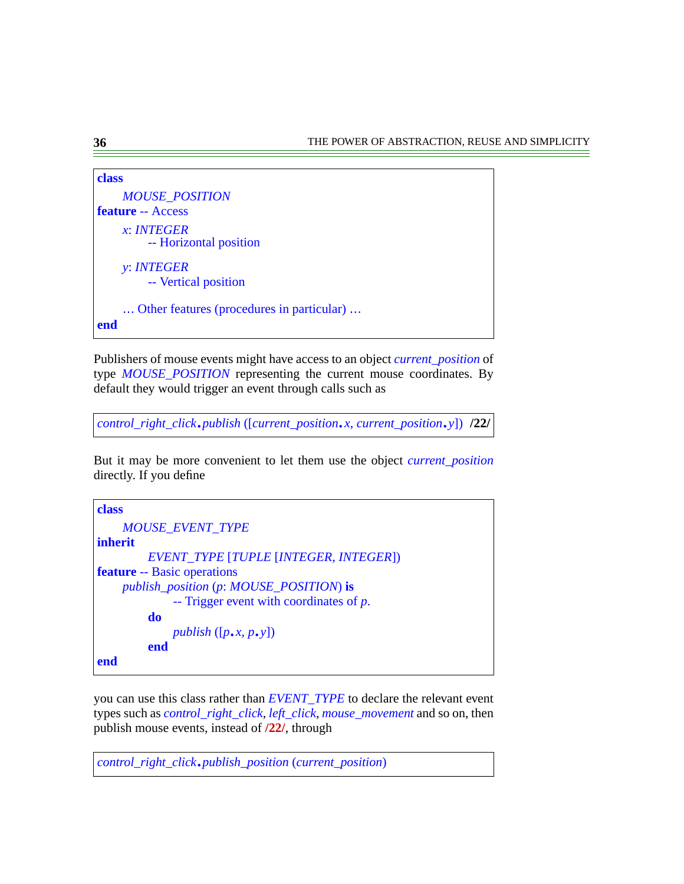```
class
    MOUSE_POSITION
feature -- Access
    x: INTEGER
        -- Horizontal position

    y: INTEGER
        -- Vertical position

    … Other features (procedures in particular) …
end
```

Publishers of mouse events might have access to an object *current_position* of type *MOUSE_POSITION* representing the current mouse coordinates. By default they would trigger an event through calls such as

```
control_right_click.publish ([current_position.x, current_position.y])   /22/
```

But it may be more convenient to let them use the object *current_position* directly. If you define

```
class
    MOUSE_EVENT_TYPE
inherit
        EVENT_TYPE [TUPLE [INTEGER, INTEGER]]
feature -- Basic operations
    publish_position (p: MOUSE_POSITION) is
            -- Trigger event with coordinates of p.
        do
            publish ([p.x, p.y])
        end
end
```

you can use this class rather than *EVENT_TYPE* to declare the relevant event types such as *control_right_click*, *left_click*, *mouse_movement* and so on, then publish mouse events, instead of **/22/**, through

```
control_right_click.publish_position (current_position)
```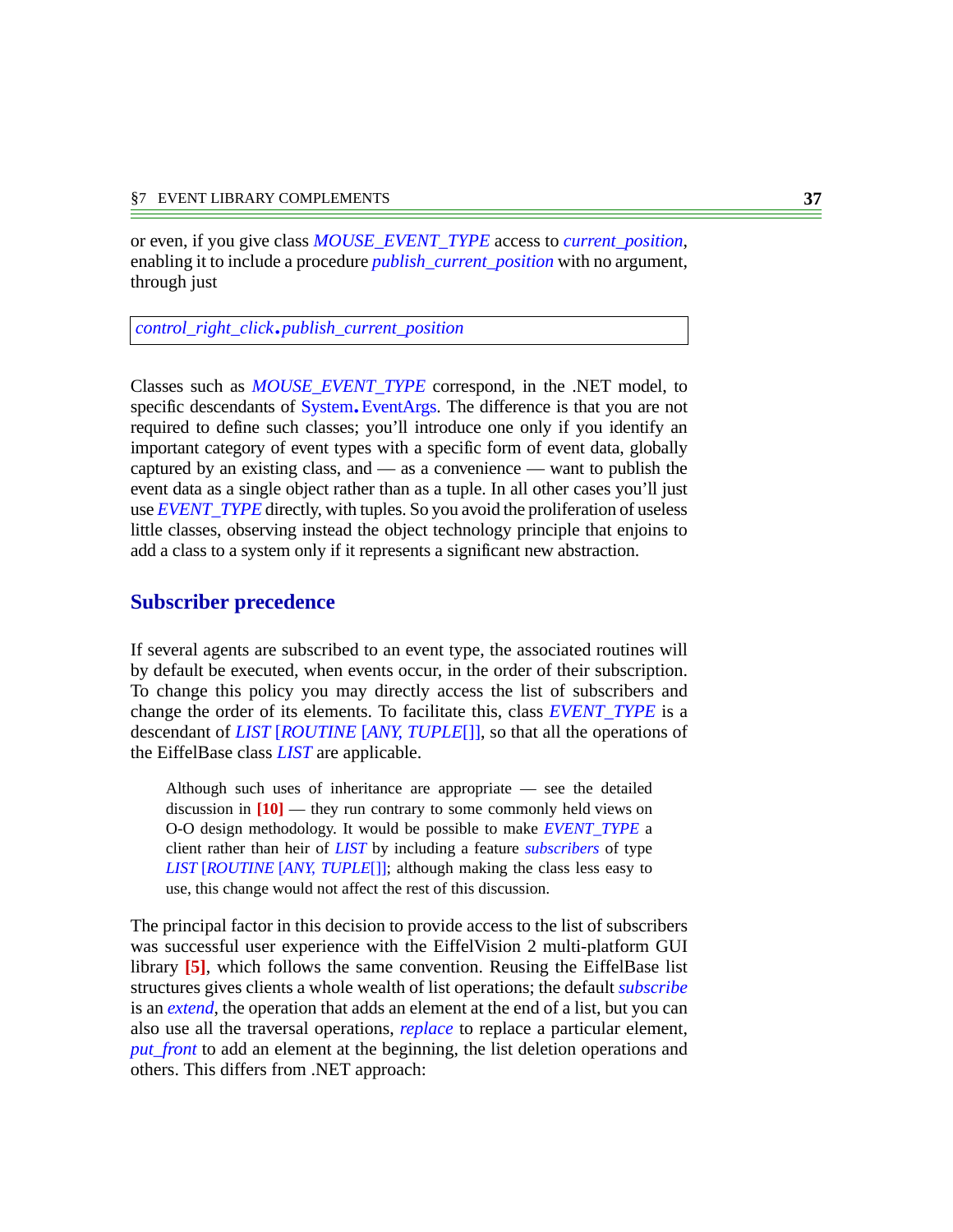or even, if you give class *MOUSE_EVENT_TYPE* access to *current_position*, enabling it to include a procedure *publish_current_position* with no argument, through just

```
control_right_click.publish_current_position
```

Classes such as *MOUSE_EVENT_TYPE* correspond, in the .NET model, to specific descendants of System.EventArgs. The difference is that you are not required to define such classes; you'll introduce one only if you identify an important category of event types with a specific form of event data, globally captured by an existing class, and — as a convenience — want to publish the event data as a single object rather than as a tuple. In all other cases you'll just use *EVENT_TYPE* directly, with tuples. So you avoid the proliferation of useless little classes, observing instead the object technology principle that enjoins to add a class to a system only if it represents a significant new abstraction.

## Subscriber precedence

If several agents are subscribed to an event type, the associated routines will by default be executed, when events occur, in the order of their subscription. To change this policy you may directly access the list of subscribers and change the order of its elements. To facilitate this, class *EVENT_TYPE* is a descendant of *LIST* [*ROUTINE* [*ANY*, *TUPLE*[]], so that all the operations of the EiffelBase class *LIST* are applicable.

> Although such uses of inheritance are appropriate — see the detailed discussion in **[10]** — they run contrary to some commonly held views on O-O design methodology. It would be possible to make *EVENT_TYPE* a client rather than heir of *LIST* by including a feature *subscribers* of type *LIST* [*ROUTINE* [*ANY*, *TUPLE*[]]; although making the class less easy to use, this change would not affect the rest of this discussion.

The principal factor in this decision to provide access to the list of subscribers was successful user experience with the EiffelVision 2 multi-platform GUI library **[5]**, which follows the same convention. Reusing the EiffelBase list structures gives clients a whole wealth of list operations; the default *subscribe* is an *extend*, the operation that adds an element at the end of a list, but you can also use all the traversal operations, *replace* to replace a particular element, *put_front* to add an element at the beginning, the list deletion operations and others. This differs from .NET approach: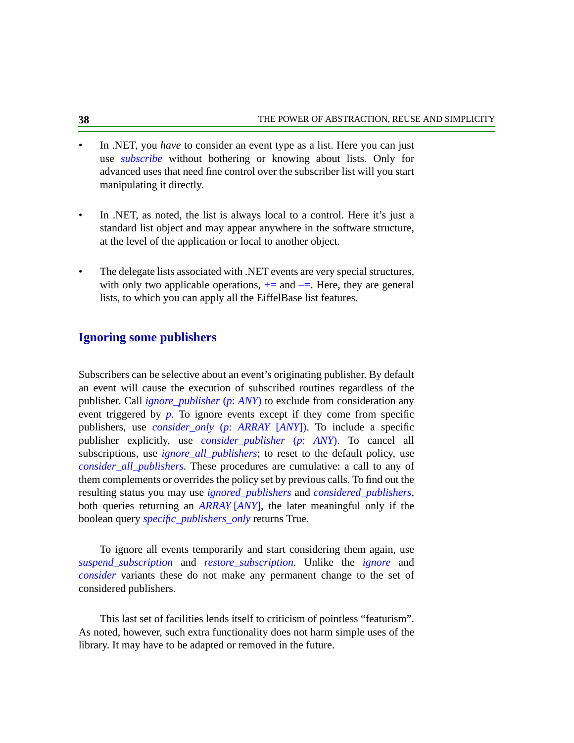- In .NET, you *have* to consider an event type as a list. Here you can just use *subscribe* without bothering or knowing about lists. Only for advanced uses that need fine control over the subscriber list will you start manipulating it directly.

- In .NET, as noted, the list is always local to a control. Here it's just a standard list object and may appear anywhere in the software structure, at the level of the application or local to another object.

- The delegate lists associated with .NET events are very special structures, with only two applicable operations, += and –=. Here, they are general lists, to which you can apply all the EiffelBase list features.

## Ignoring some publishers

Subscribers can be selective about an event's originating publisher. By default an event will cause the execution of subscribed routines regardless of the publisher. Call *ignore_publisher* (*p*: *ANY*) to exclude from consideration any event triggered by *p*. To ignore events except if they come from specific publishers, use *consider_only* (*p*: *ARRAY* [*ANY*]). To include a specific publisher explicitly, use *consider_publisher* (*p*: *ANY*). To cancel all subscriptions, use *ignore_all_publishers*; to reset to the default policy, use *consider_all_publishers*. These procedures are cumulative: a call to any of them complements or overrides the policy set by previous calls. To find out the resulting status you may use *ignored_publishers* and *considered_publishers*, both queries returning an *ARRAY* [*ANY*], the later meaningful only if the boolean query *specific_publishers_only* returns True.

To ignore all events temporarily and start considering them again, use *suspend_subscription* and *restore_subscription*. Unlike the *ignore* and *consider* variants these do not make any permanent change to the set of considered publishers.

This last set of facilities lends itself to criticism of pointless "featurism". As noted, however, such extra functionality does not harm simple uses of the library. It may have to be adapted or removed in the future.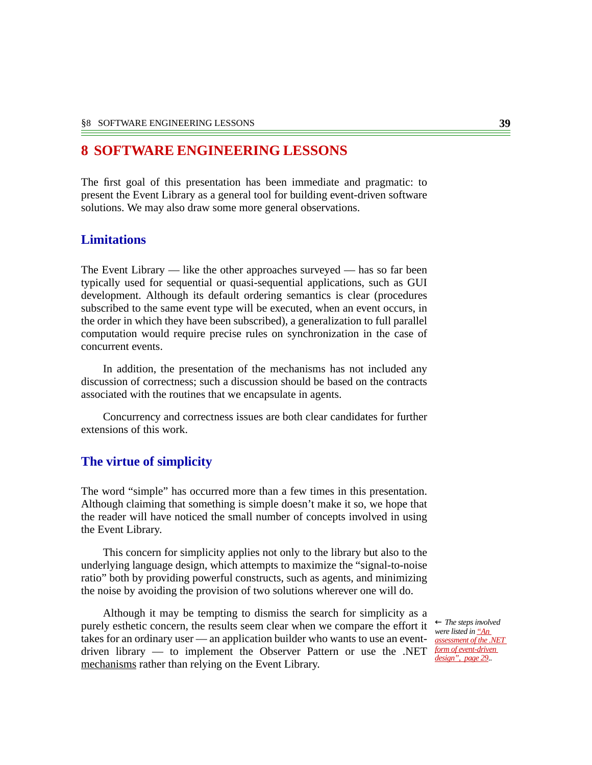# 8 SOFTWARE ENGINEERING LESSONS

The first goal of this presentation has been immediate and pragmatic: to present the Event Library as a general tool for building event-driven software solutions. We may also draw some more general observations.

## Limitations

The Event Library — like the other approaches surveyed — has so far been typically used for sequential or quasi-sequential applications, such as GUI development. Although its default ordering semantics is clear (procedures subscribed to the same event type will be executed, when an event occurs, in the order in which they have been subscribed), a generalization to full parallel computation would require precise rules on synchronization in the case of concurrent events.

In addition, the presentation of the mechanisms has not included any discussion of correctness; such a discussion should be based on the contracts associated with the routines that we encapsulate in agents.

Concurrency and correctness issues are both clear candidates for further extensions of this work.

## The virtue of simplicity

The word "simple" has occurred more than a few times in this presentation. Although claiming that something is simple doesn't make it so, we hope that the reader will have noticed the small number of concepts involved in using the Event Library.

This concern for simplicity applies not only to the library but also to the underlying language design, which attempts to maximize the "signal-to-noise ratio" both by providing powerful constructs, such as agents, and minimizing the noise by avoiding the provision of two solutions wherever one will do.

Although it may be tempting to dismiss the search for simplicity as a purely esthetic concern, the results seem clear when we compare the effort it takes for an ordinary user — an application builder who wants to use an event-driven library — to implement the Observer Pattern or use the .NET mechanisms rather than relying on the Event Library.

*← The steps involved were listed in "An assessment of the .NET form of event-driven design", page 29.*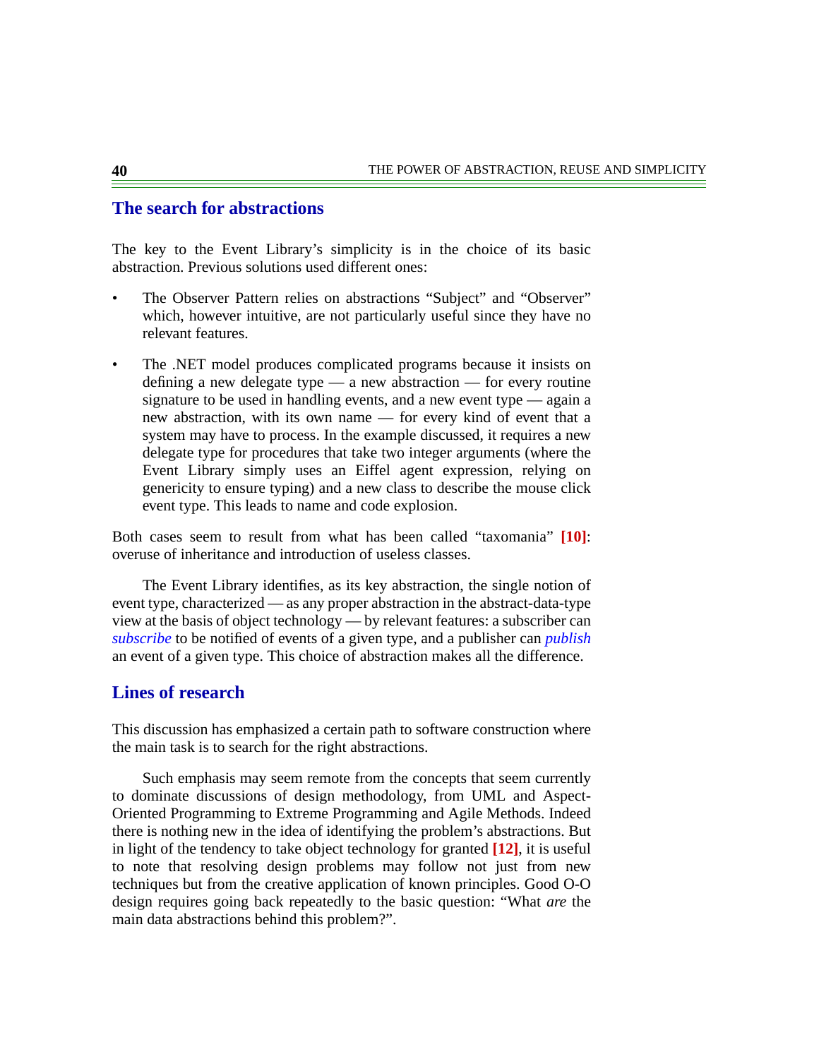## The search for abstractions

The key to the Event Library's simplicity is in the choice of its basic abstraction. Previous solutions used different ones:

- The Observer Pattern relies on abstractions "Subject" and "Observer" which, however intuitive, are not particularly useful since they have no relevant features.

- The .NET model produces complicated programs because it insists on defining a new delegate type — a new abstraction — for every routine signature to be used in handling events, and a new event type — again a new abstraction, with its own name — for every kind of event that a system may have to process. In the example discussed, it requires a new delegate type for procedures that take two integer arguments (where the Event Library simply uses an Eiffel agent expression, relying on genericity to ensure typing) and a new class to describe the mouse click event type. This leads to name and code explosion.

Both cases seem to result from what has been called "taxomania" **[10]**: overuse of inheritance and introduction of useless classes.

The Event Library identifies, as its key abstraction, the single notion of event type, characterized — as any proper abstraction in the abstract-data-type view at the basis of object technology — by relevant features: a subscriber can *subscribe* to be notified of events of a given type, and a publisher can *publish* an event of a given type. This choice of abstraction makes all the difference.

## Lines of research

This discussion has emphasized a certain path to software construction where the main task is to search for the right abstractions.

Such emphasis may seem remote from the concepts that seem currently to dominate discussions of design methodology, from UML and Aspect-Oriented Programming to Extreme Programming and Agile Methods. Indeed there is nothing new in the idea of identifying the problem's abstractions. But in light of the tendency to take object technology for granted **[12]**, it is useful to note that resolving design problems may follow not just from new techniques but from the creative application of known principles. Good O-O design requires going back repeatedly to the basic question: "What *are* the main data abstractions behind this problem?".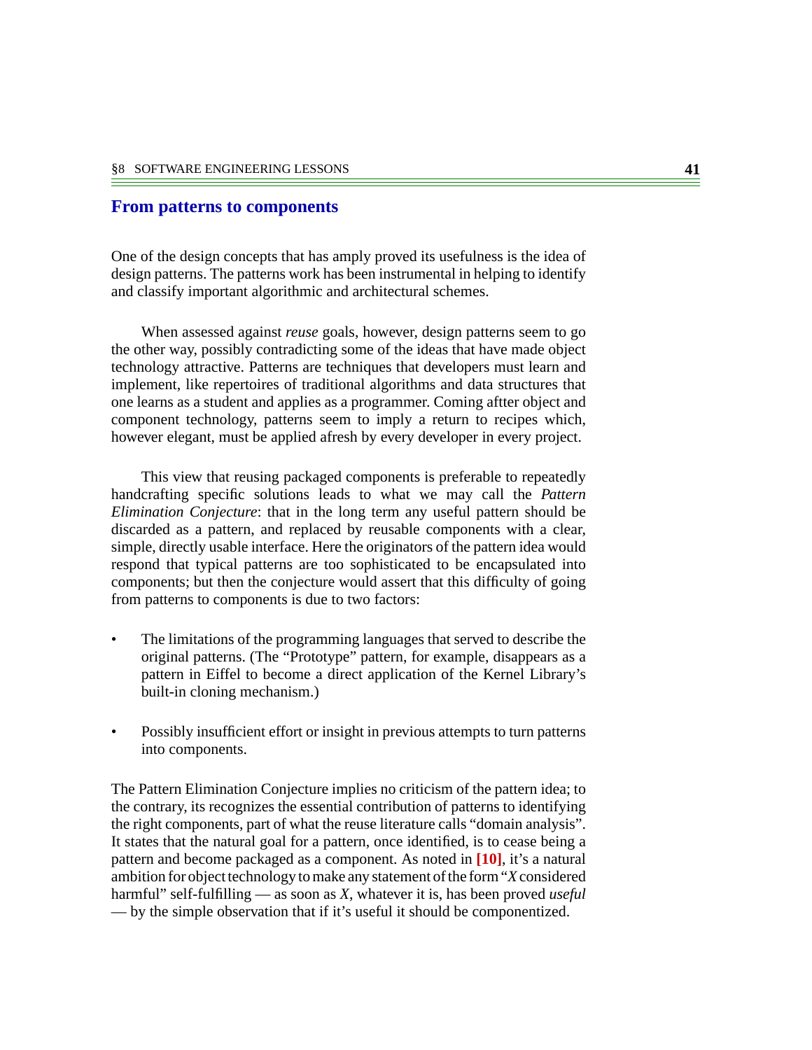## From patterns to components

One of the design concepts that has amply proved its usefulness is the idea of design patterns. The patterns work has been instrumental in helping to identify and classify important algorithmic and architectural schemes.

When assessed against *reuse* goals, however, design patterns seem to go the other way, possibly contradicting some of the ideas that have made object technology attractive. Patterns are techniques that developers must learn and implement, like repertoires of traditional algorithms and data structures that one learns as a student and applies as a programmer. Coming aftter object and component technology, patterns seem to imply a return to recipes which, however elegant, must be applied afresh by every developer in every project.

This view that reusing packaged components is preferable to repeatedly handcrafting specific solutions leads to what we may call the *Pattern Elimination Conjecture*: that in the long term any useful pattern should be discarded as a pattern, and replaced by reusable components with a clear, simple, directly usable interface. Here the originators of the pattern idea would respond that typical patterns are too sophisticated to be encapsulated into components; but then the conjecture would assert that this difficulty of going from patterns to components is due to two factors:

- The limitations of the programming languages that served to describe the original patterns. (The "Prototype" pattern, for example, disappears as a pattern in Eiffel to become a direct application of the Kernel Library's built-in cloning mechanism.)
- Possibly insufficient effort or insight in previous attempts to turn patterns into components.

The Pattern Elimination Conjecture implies no criticism of the pattern idea; to the contrary, its recognizes the essential contribution of patterns to identifying the right components, part of what the reuse literature calls "domain analysis". It states that the natural goal for a pattern, once identified, is to cease being a pattern and become packaged as a component. As noted in **[10]**, it's a natural ambition for object technology to make any statement of the form "*X* considered harmful" self-fulfilling — as soon as *X*, whatever it is, has been proved *useful* — by the simple observation that if it's useful it should be componentized.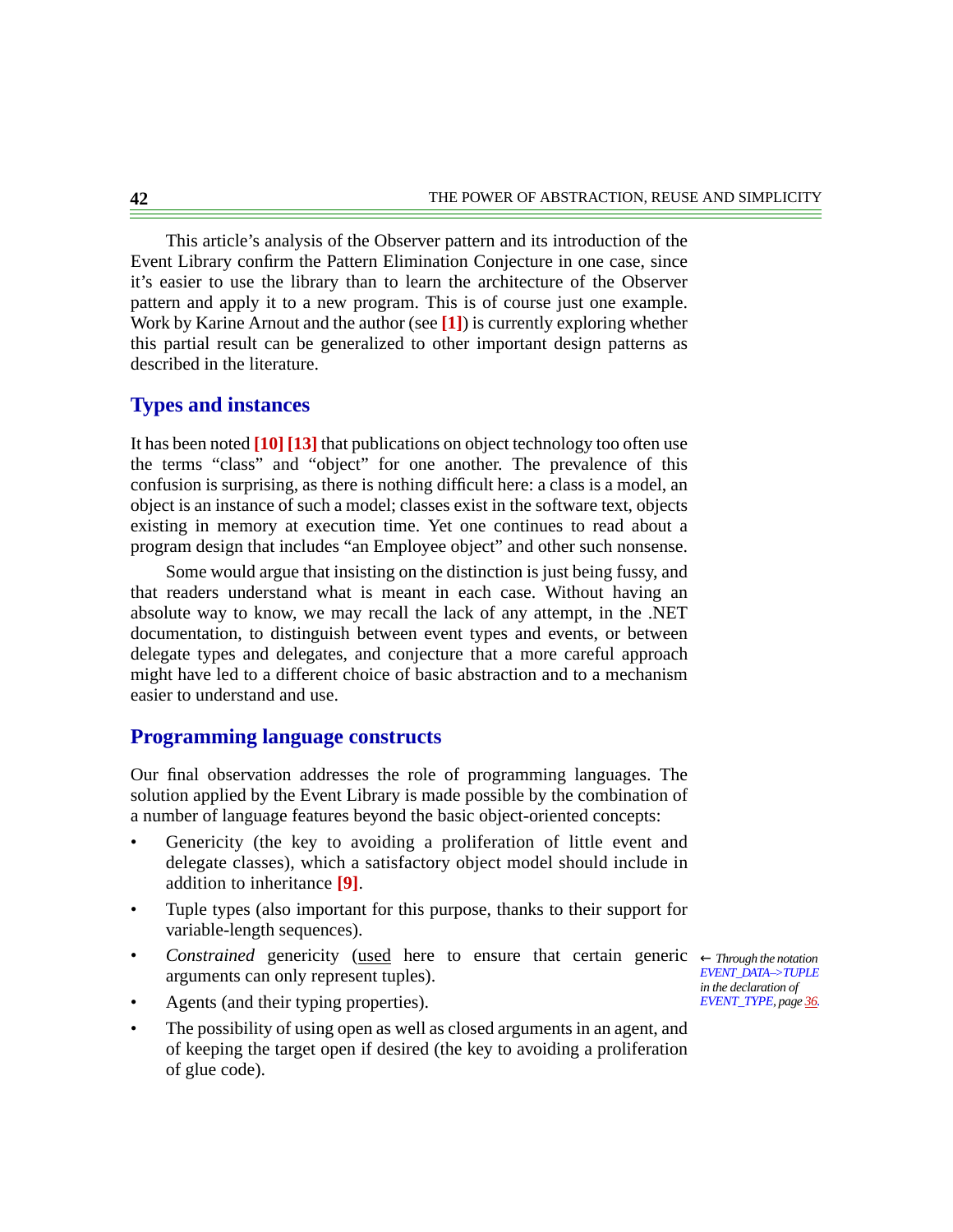This article's analysis of the Observer pattern and its introduction of the Event Library confirm the Pattern Elimination Conjecture in one case, since it's easier to use the library than to learn the architecture of the Observer pattern and apply it to a new program. This is of course just one example. Work by Karine Arnout and the author (see **[1]**) is currently exploring whether this partial result can be generalized to other important design patterns as described in the literature.

## Types and instances

It has been noted **[10] [13]** that publications on object technology too often use the terms "class" and "object" for one another. The prevalence of this confusion is surprising, as there is nothing difficult here: a class is a model, an object is an instance of such a model; classes exist in the software text, objects existing in memory at execution time. Yet one continues to read about a program design that includes "an Employee object" and other such nonsense.

Some would argue that insisting on the distinction is just being fussy, and that readers understand what is meant in each case. Without having an absolute way to know, we may recall the lack of any attempt, in the .NET documentation, to distinguish between event types and events, or between delegate types and delegates, and conjecture that a more careful approach might have led to a different choice of basic abstraction and to a mechanism easier to understand and use.

## Programming language constructs

Our final observation addresses the role of programming languages. The solution applied by the Event Library is made possible by the combination of a number of language features beyond the basic object-oriented concepts:

- Genericity (the key to avoiding a proliferation of little event and delegate classes), which a satisfactory object model should include in addition to inheritance **[9]**.
- Tuple types (also important for this purpose, thanks to their support for variable-length sequences).
- *Constrained* genericity (used here to ensure that certain generic arguments can only represent tuples).

  ← *Through the notation EVENT_DATA–>TUPLE in the declaration of EVENT_TYPE, page 36.*
- Agents (and their typing properties).
- The possibility of using open as well as closed arguments in an agent, and of keeping the target open if desired (the key to avoiding a proliferation of glue code).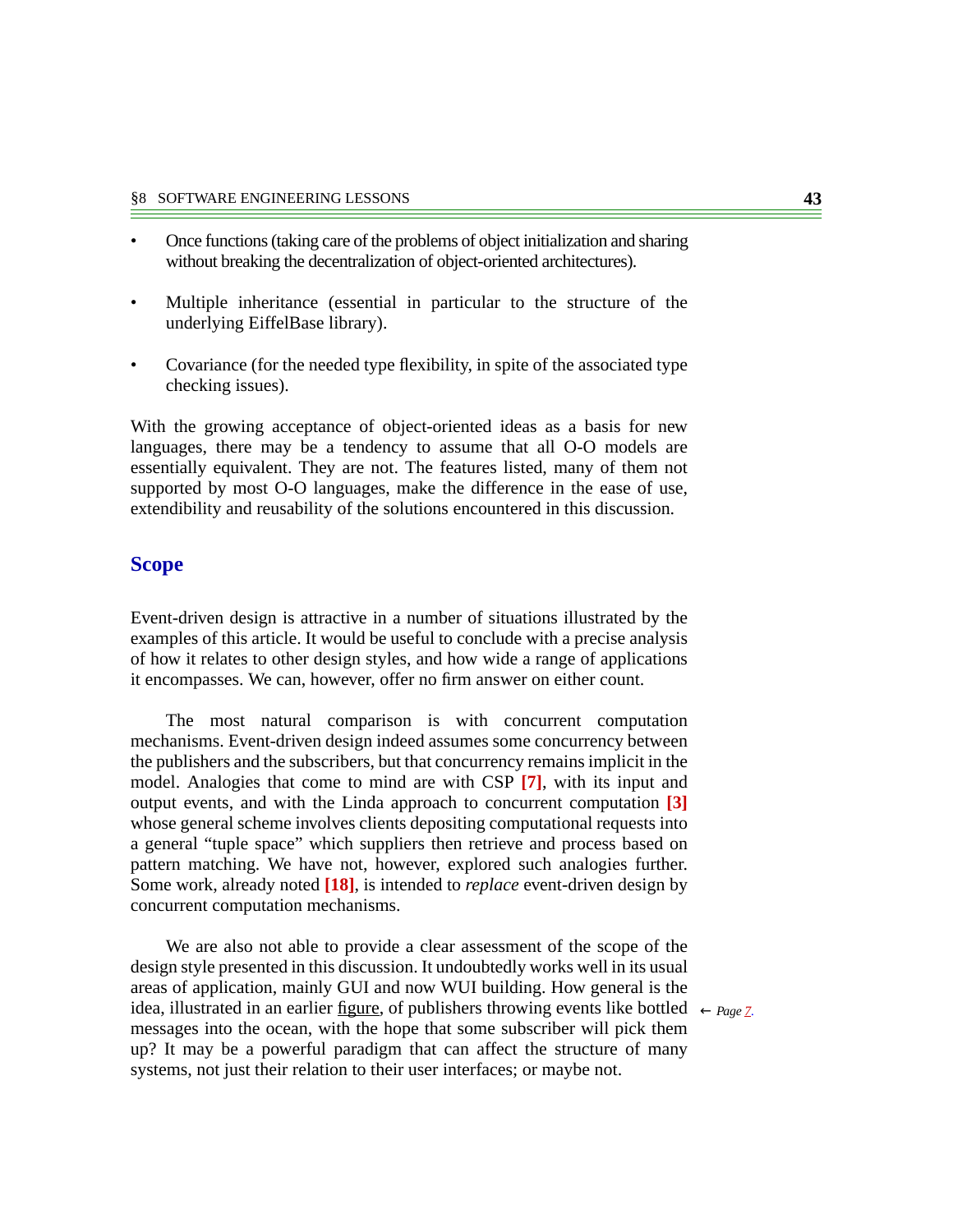- Once functions (taking care of the problems of object initialization and sharing without breaking the decentralization of object-oriented architectures).

- Multiple inheritance (essential in particular to the structure of the underlying EiffelBase library).

- Covariance (for the needed type flexibility, in spite of the associated type checking issues).

With the growing acceptance of object-oriented ideas as a basis for new languages, there may be a tendency to assume that all O-O models are essentially equivalent. They are not. The features listed, many of them not supported by most O-O languages, make the difference in the ease of use, extendibility and reusability of the solutions encountered in this discussion.

## Scope

Event-driven design is attractive in a number of situations illustrated by the examples of this article. It would be useful to conclude with a precise analysis of how it relates to other design styles, and how wide a range of applications it encompasses. We can, however, offer no firm answer on either count.

The most natural comparison is with concurrent computation mechanisms. Event-driven design indeed assumes some concurrency between the publishers and the subscribers, but that concurrency remains implicit in the model. Analogies that come to mind are with CSP **[7]**, with its input and output events, and with the Linda approach to concurrent computation **[3]** whose general scheme involves clients depositing computational requests into a general "tuple space" which suppliers then retrieve and process based on pattern matching. We have not, however, explored such analogies further. Some work, already noted **[18]**, is intended to *replace* event-driven design by concurrent computation mechanisms.

We are also not able to provide a clear assessment of the scope of the design style presented in this discussion. It undoubtedly works well in its usual areas of application, mainly GUI and now WUI building. How general is the idea, illustrated in an earlier figure, of publishers throwing events like bottled messages into the ocean, with the hope that some subscriber will pick them up? It may be a powerful paradigm that can affect the structure of many systems, not just their relation to their user interfaces; or maybe not.

← *Page 7.*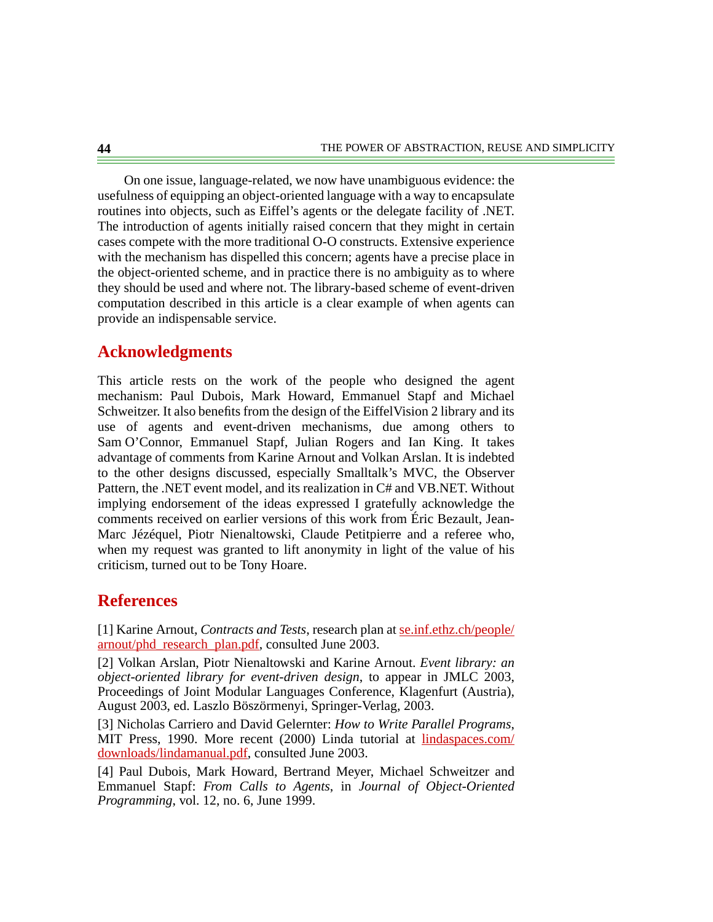On one issue, language-related, we now have unambiguous evidence: the usefulness of equipping an object-oriented language with a way to encapsulate routines into objects, such as Eiffel's agents or the delegate facility of .NET. The introduction of agents initially raised concern that they might in certain cases compete with the more traditional O-O constructs. Extensive experience with the mechanism has dispelled this concern; agents have a precise place in the object-oriented scheme, and in practice there is no ambiguity as to where they should be used and where not. The library-based scheme of event-driven computation described in this article is a clear example of when agents can provide an indispensable service.

## Acknowledgments

This article rests on the work of the people who designed the agent mechanism: Paul Dubois, Mark Howard, Emmanuel Stapf and Michael Schweitzer. It also benefits from the design of the EiffelVision 2 library and its use of agents and event-driven mechanisms, due among others to Sam O'Connor, Emmanuel Stapf, Julian Rogers and Ian King. It takes advantage of comments from Karine Arnout and Volkan Arslan. It is indebted to the other designs discussed, especially Smalltalk's MVC, the Observer Pattern, the .NET event model, and its realization in C# and VB.NET. Without implying endorsement of the ideas expressed I gratefully acknowledge the comments received on earlier versions of this work from Éric Bezault, Jean-Marc Jézéquel, Piotr Nienaltowski, Claude Petitpierre and a referee who, when my request was granted to lift anonymity in light of the value of his criticism, turned out to be Tony Hoare.

## References

[1] Karine Arnout, *Contracts and Tests*, research plan at se.inf.ethz.ch/people/arnout/phd_research_plan.pdf, consulted June 2003.

[2] Volkan Arslan, Piotr Nienaltowski and Karine Arnout. *Event library: an object-oriented library for event-driven design*, to appear in JMLC 2003, Proceedings of Joint Modular Languages Conference, Klagenfurt (Austria), August 2003, ed. Laszlo Böszörmenyi, Springer-Verlag, 2003.

[3] Nicholas Carriero and David Gelernter: *How to Write Parallel Programs*, MIT Press, 1990. More recent (2000) Linda tutorial at lindaspaces.com/downloads/lindamanual.pdf, consulted June 2003.

[4] Paul Dubois, Mark Howard, Bertrand Meyer, Michael Schweitzer and Emmanuel Stapf: *From Calls to Agents*, in *Journal of Object-Oriented Programming*, vol. 12, no. 6, June 1999.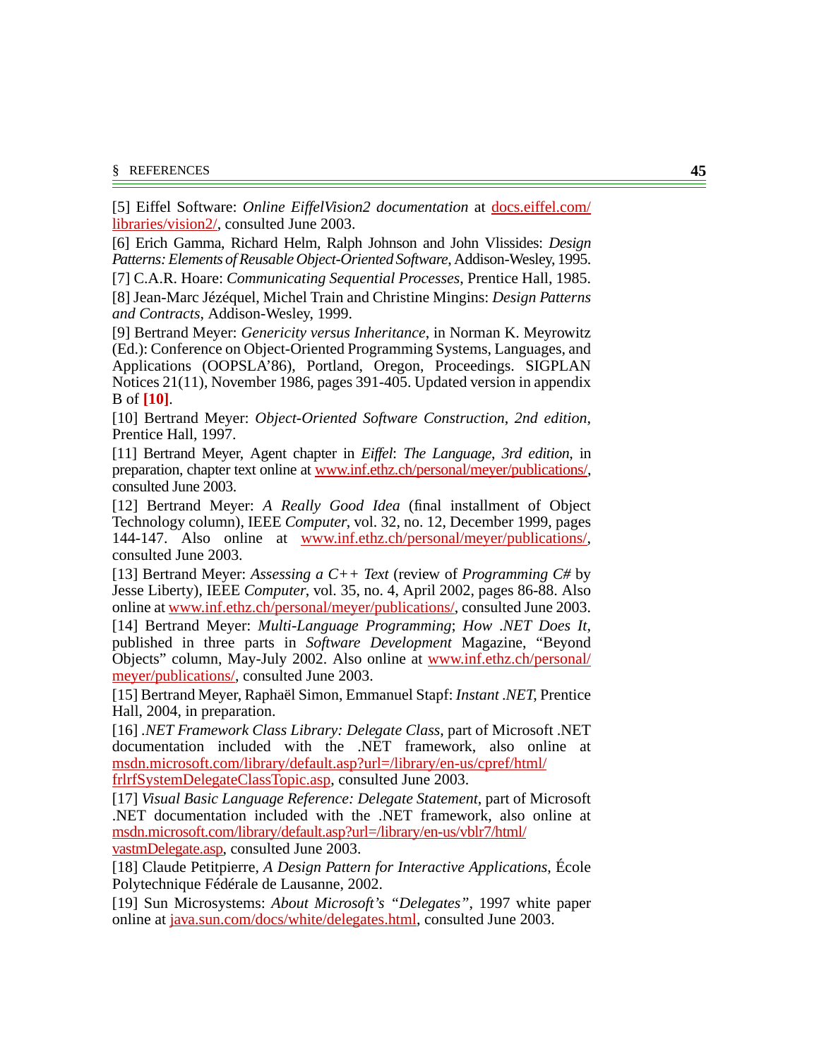[5] Eiffel Software: *Online EiffelVision2 documentation* at docs.eiffel.com/libraries/vision2/, consulted June 2003.

[6] Erich Gamma, Richard Helm, Ralph Johnson and John Vlissides: *Design Patterns: Elements of Reusable Object-Oriented Software*, Addison-Wesley, 1995.

[7] C.A.R. Hoare: *Communicating Sequential Processes*, Prentice Hall, 1985.

[8] Jean-Marc Jézéquel, Michel Train and Christine Mingins: *Design Patterns and Contracts*, Addison-Wesley, 1999.

[9] Bertrand Meyer: *Genericity versus Inheritance*, in Norman K. Meyrowitz (Ed.): Conference on Object-Oriented Programming Systems, Languages, and Applications (OOPSLA'86), Portland, Oregon, Proceedings. SIGPLAN Notices 21(11), November 1986, pages 391-405. Updated version in appendix B of **[10]**.

[10] Bertrand Meyer: *Object-Oriented Software Construction*, *2nd edition*, Prentice Hall, 1997.

[11] Bertrand Meyer, Agent chapter in *Eiffel*: *The Language*, *3rd edition*, in preparation, chapter text online at www.inf.ethz.ch/personal/meyer/publications/, consulted June 2003.

[12] Bertrand Meyer: *A Really Good Idea* (final installment of Object Technology column), IEEE *Computer*, vol. 32, no. 12, December 1999, pages 144-147. Also online at www.inf.ethz.ch/personal/meyer/publications/, consulted June 2003.

[13] Bertrand Meyer: *Assessing a C++ Text* (review of *Programming C#* by Jesse Liberty), IEEE *Computer*, vol. 35, no. 4, April 2002, pages 86-88. Also online at www.inf.ethz.ch/personal/meyer/publications/, consulted June 2003.

[14] Bertrand Meyer: *Multi-Language Programming*; *How .NET Does It*, published in three parts in *Software Development* Magazine, "Beyond Objects" column, May-July 2002. Also online at www.inf.ethz.ch/personal/meyer/publications/, consulted June 2003.

[15] Bertrand Meyer, Raphaël Simon, Emmanuel Stapf: *Instant .NET*, Prentice Hall, 2004, in preparation.

[16] *.NET Framework Class Library: Delegate Class*, part of Microsoft .NET documentation included with the .NET framework, also online at msdn.microsoft.com/library/default.asp?url=/library/en-us/cpref/html/frlrfSystemDelegateClassTopic.asp, consulted June 2003.

[17] *Visual Basic Language Reference: Delegate Statement*, part of Microsoft .NET documentation included with the .NET framework, also online at msdn.microsoft.com/library/default.asp?url=/library/en-us/vblr7/html/vastmDelegate.asp, consulted June 2003.

[18] Claude Petitpierre, *A Design Pattern for Interactive Applications*, École Polytechnique Fédérale de Lausanne, 2002.

[19] Sun Microsystems: *About Microsoft's "Delegates"*, 1997 white paper online at java.sun.com/docs/white/delegates.html, consulted June 2003.